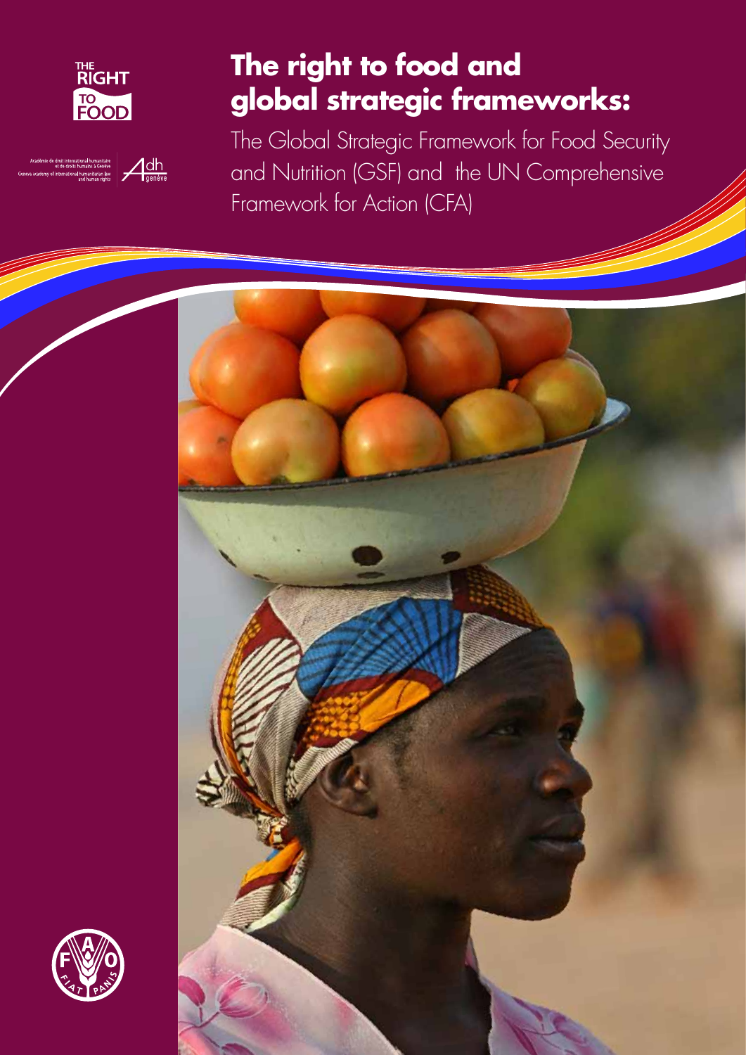THE RIGHT TO FOOD

Académie de droit international humanitaire et de droits humains à Genève
Geneva academy of international humanitarian law and human rights

Adh genève

# The right to food and global strategic frameworks:

The Global Strategic Framework for Food Security and Nutrition (GSF) and the UN Comprehensive Framework for Action (CFA)

FIAT PANIS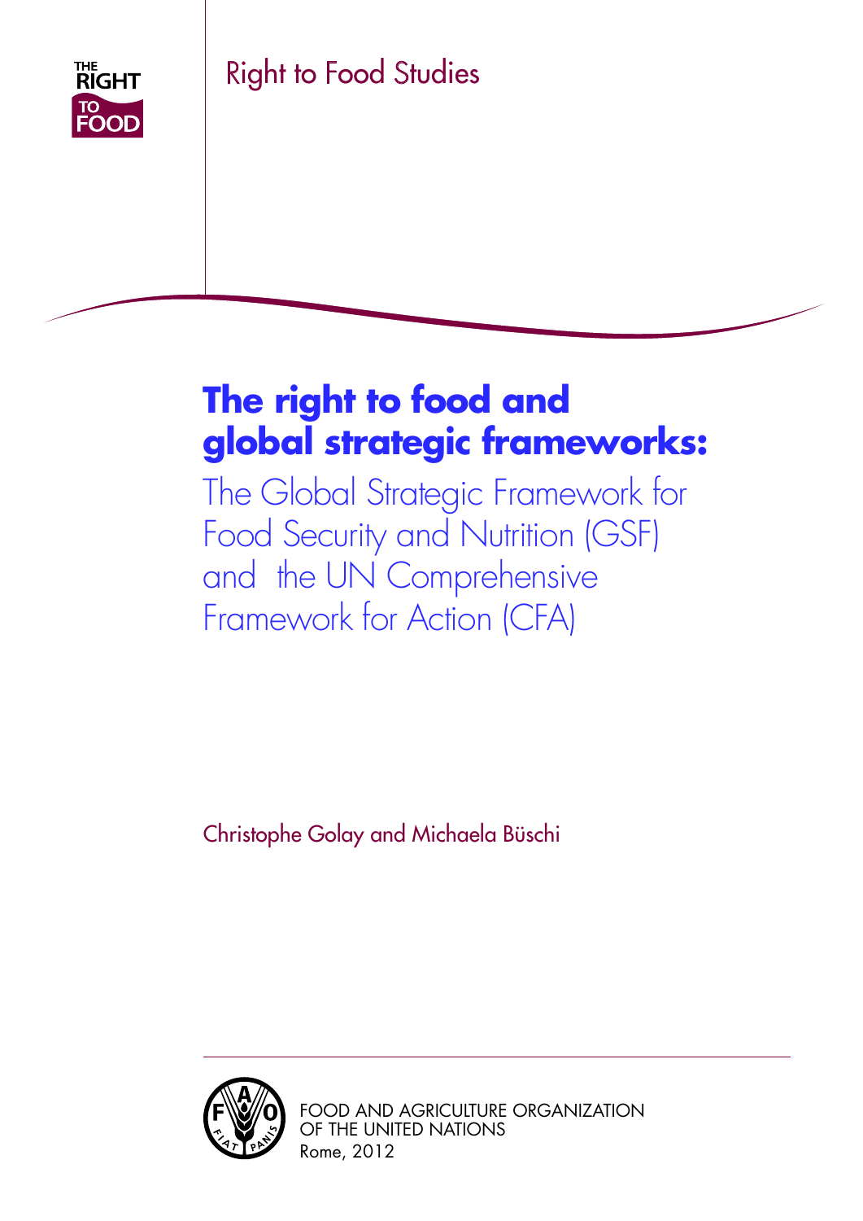THE RIGHT TO FOOD

Right to Food Studies

# The right to food and global strategic frameworks:

## The Global Strategic Framework for Food Security and Nutrition (GSF) and the UN Comprehensive Framework for Action (CFA)

Christophe Golay and Michaela Büschi

FOOD AND AGRICULTURE ORGANIZATION
OF THE UNITED NATIONS
Rome, 2012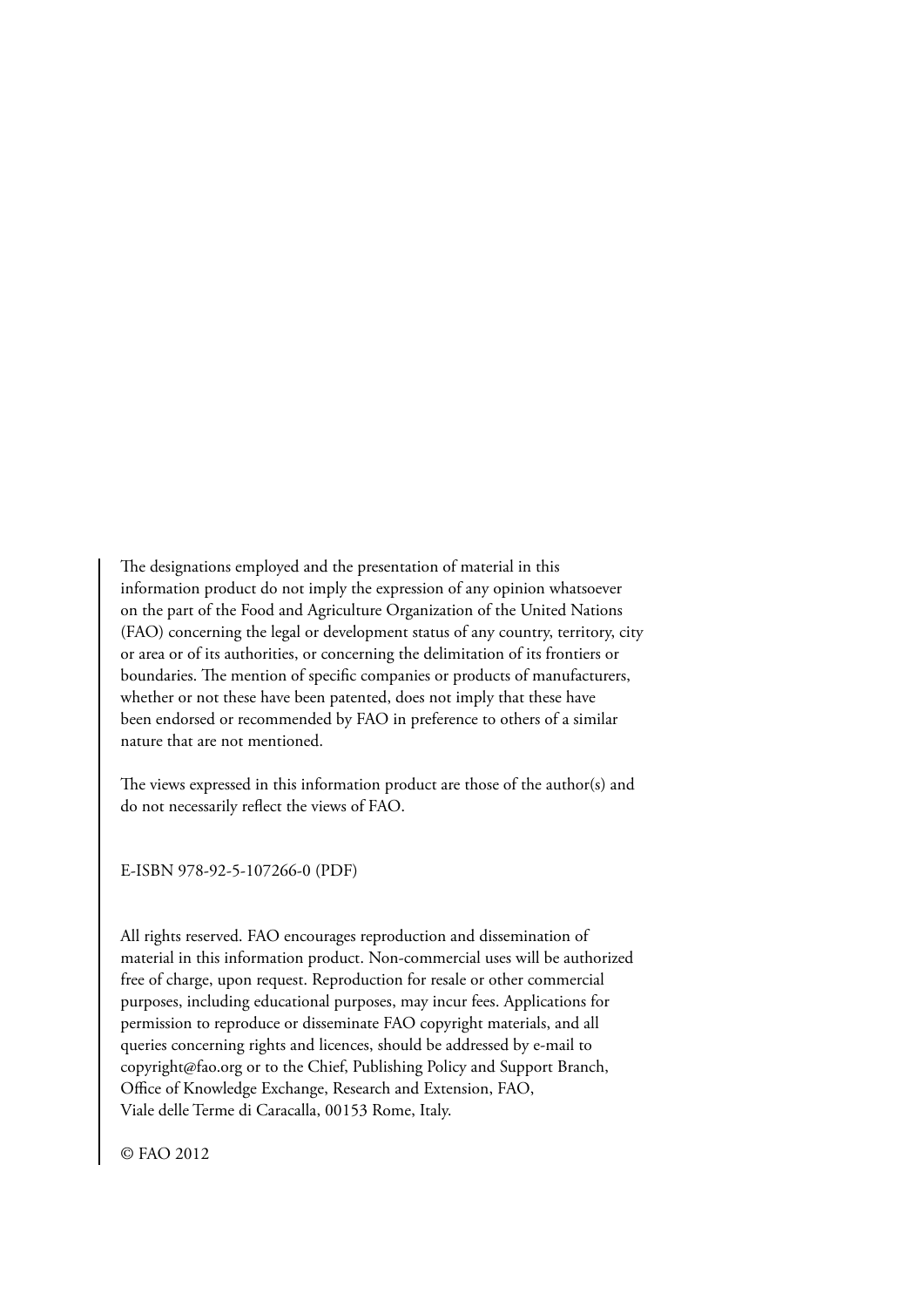The designations employed and the presentation of material in this information product do not imply the expression of any opinion whatsoever on the part of the Food and Agriculture Organization of the United Nations (FAO) concerning the legal or development status of any country, territory, city or area or of its authorities, or concerning the delimitation of its frontiers or boundaries. The mention of specific companies or products of manufacturers, whether or not these have been patented, does not imply that these have been endorsed or recommended by FAO in preference to others of a similar nature that are not mentioned.

The views expressed in this information product are those of the author(s) and do not necessarily reflect the views of FAO.

E-ISBN 978-92-5-107266-0 (PDF)

All rights reserved. FAO encourages reproduction and dissemination of material in this information product. Non-commercial uses will be authorized free of charge, upon request. Reproduction for resale or other commercial purposes, including educational purposes, may incur fees. Applications for permission to reproduce or disseminate FAO copyright materials, and all queries concerning rights and licences, should be addressed by e-mail to copyright@fao.org or to the Chief, Publishing Policy and Support Branch, Office of Knowledge Exchange, Research and Extension, FAO, Viale delle Terme di Caracalla, 00153 Rome, Italy.

© FAO 2012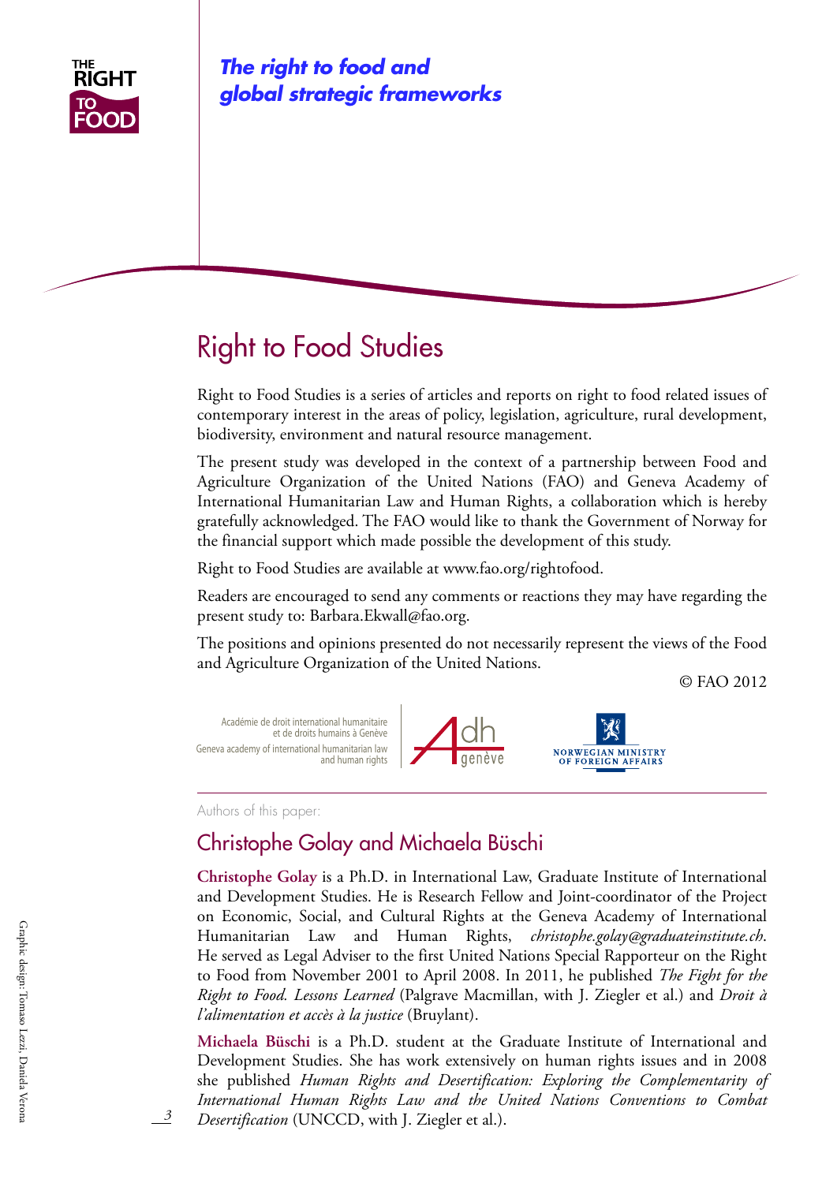THE RIGHT TO FOOD

*The right to food and global strategic frameworks*

# Right to Food Studies

Right to Food Studies is a series of articles and reports on right to food related issues of contemporary interest in the areas of policy, legislation, agriculture, rural development, biodiversity, environment and natural resource management.

The present study was developed in the context of a partnership between Food and Agriculture Organization of the United Nations (FAO) and Geneva Academy of International Humanitarian Law and Human Rights, a collaboration which is hereby gratefully acknowledged. The FAO would like to thank the Government of Norway for the financial support which made possible the development of this study.

Right to Food Studies are available at www.fao.org/rightofood.

Readers are encouraged to send any comments or reactions they may have regarding the present study to: Barbara.Ekwall@fao.org.

The positions and opinions presented do not necessarily represent the views of the Food and Agriculture Organization of the United Nations.

© FAO 2012

Académie de droit international humanitaire et de droits humains à Genève
Geneva academy of international humanitarian law and human rights

NORWEGIAN MINISTRY OF FOREIGN AFFAIRS

---

Authors of this paper:

## Christophe Golay and Michaela Büschi

**Christophe Golay** is a Ph.D. in International Law, Graduate Institute of International and Development Studies. He is Research Fellow and Joint-coordinator of the Project on Economic, Social, and Cultural Rights at the Geneva Academy of International Humanitarian Law and Human Rights, *christophe.golay@graduateinstitute.ch*. He served as Legal Adviser to the first United Nations Special Rapporteur on the Right to Food from November 2001 to April 2008. In 2011, he published *The Fight for the Right to Food. Lessons Learned* (Palgrave Macmillan, with J. Ziegler et al.) and *Droit à l'alimentation et accès à la justice* (Bruylant).

**Michaela Büschi** is a Ph.D. student at the Graduate Institute of International and Development Studies. She has work extensively on human rights issues and in 2008 she published *Human Rights and Desertification: Exploring the Complementarity of International Human Rights Law and the United Nations Conventions to Combat Desertification* (UNCCD, with J. Ziegler et al.).

Graphic design: Tomaso Lezzi, Daniela Verona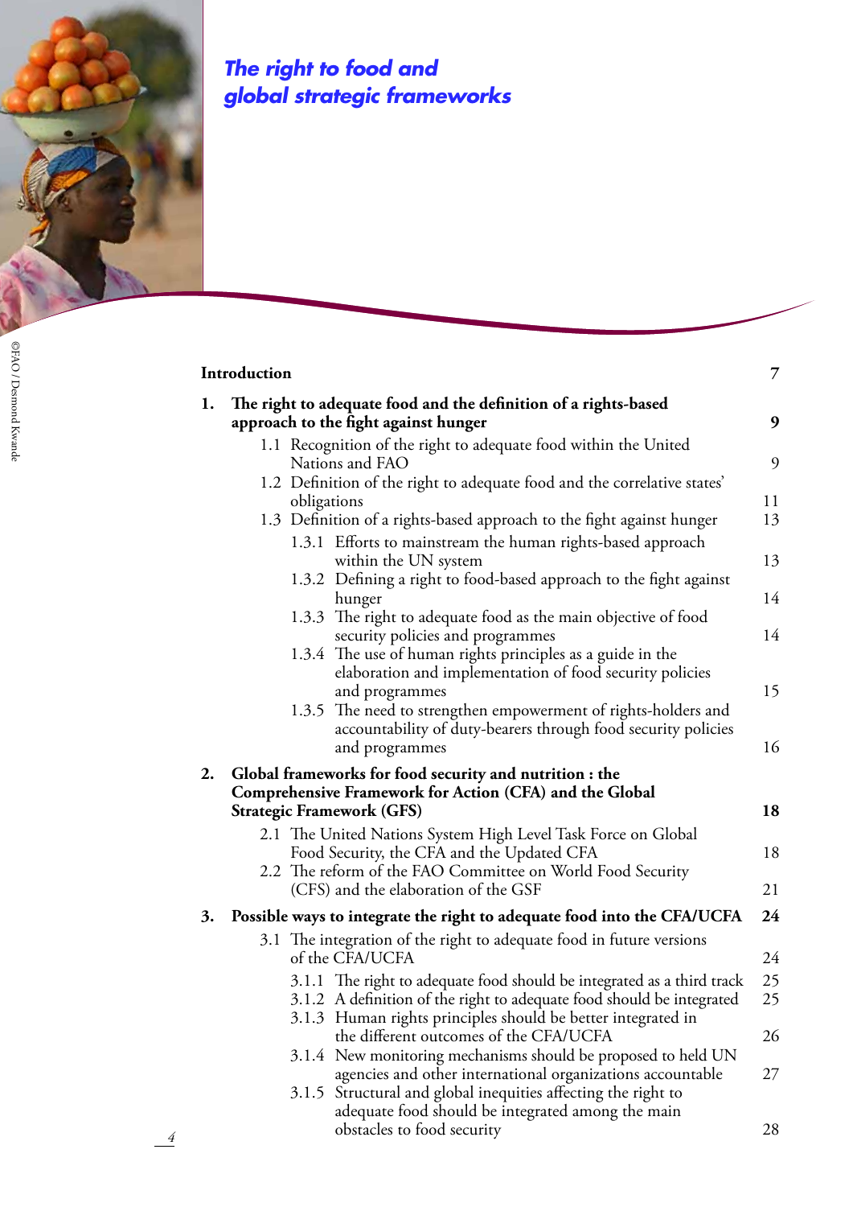# *The right to food and global strategic frameworks*

©FAO / Desmond Kwande

| | |
|---|---|
| **Introduction** | **7** |
| **1. The right to adequate food and the definition of a rights-based approach to the fight against hunger** | **9** |
| 1.1 Recognition of the right to adequate food within the United Nations and FAO | 9 |
| 1.2 Definition of the right to adequate food and the correlative states' obligations | 11 |
| 1.3 Definition of a rights-based approach to the fight against hunger | 13 |
| 1.3.1 Efforts to mainstream the human rights-based approach within the UN system | 13 |
| 1.3.2 Defining a right to food-based approach to the fight against hunger | 14 |
| 1.3.3 The right to adequate food as the main objective of food security policies and programmes | 14 |
| 1.3.4 The use of human rights principles as a guide in the elaboration and implementation of food security policies and programmes | 15 |
| 1.3.5 The need to strengthen empowerment of rights-holders and accountability of duty-bearers through food security policies and programmes | 16 |
| **2. Global frameworks for food security and nutrition : the Comprehensive Framework for Action (CFA) and the Global Strategic Framework (GFS)** | **18** |
| 2.1 The United Nations System High Level Task Force on Global Food Security, the CFA and the Updated CFA | 18 |
| 2.2 The reform of the FAO Committee on World Food Security (CFS) and the elaboration of the GSF | 21 |
| **3. Possible ways to integrate the right to adequate food into the CFA/UCFA** | **24** |
| 3.1 The integration of the right to adequate food in future versions of the CFA/UCFA | 24 |
| 3.1.1 The right to adequate food should be integrated as a third track | 25 |
| 3.1.2 A definition of the right to adequate food should be integrated | 25 |
| 3.1.3 Human rights principles should be better integrated in the different outcomes of the CFA/UCFA | 26 |
| 3.1.4 New monitoring mechanisms should be proposed to held UN agencies and other international organizations accountable | 27 |
| 3.1.5 Structural and global inequities affecting the right to adequate food should be integrated among the main obstacles to food security | 28 |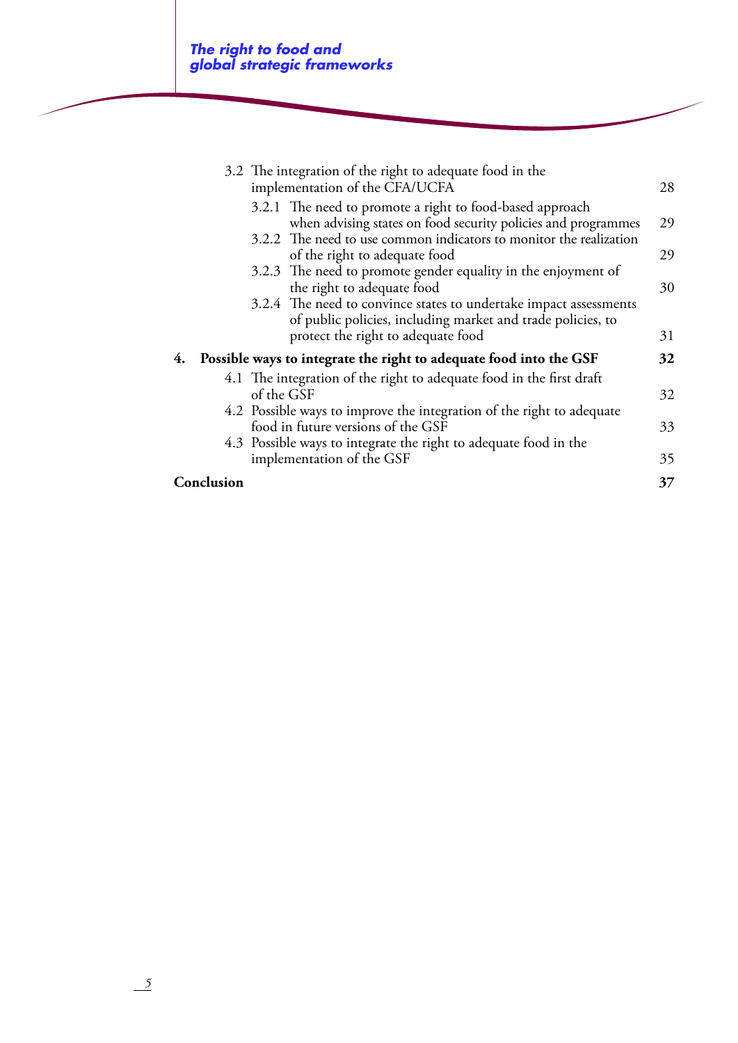3.2 The integration of the right to adequate food in the implementation of the CFA/UCFA 28

3.2.1 The need to promote a right to food-based approach when advising states on food security policies and programmes 29

3.2.2 The need to use common indicators to monitor the realization of the right to adequate food 29

3.2.3 The need to promote gender equality in the enjoyment of the right to adequate food 30

3.2.4 The need to convince states to undertake impact assessments of public policies, including market and trade policies, to protect the right to adequate food 31

**4. Possible ways to integrate the right to adequate food into the GSF 32**

4.1 The integration of the right to adequate food in the first draft of the GSF 32

4.2 Possible ways to improve the integration of the right to adequate food in future versions of the GSF 33

4.3 Possible ways to integrate the right to adequate food in the implementation of the GSF 35

**Conclusion 37**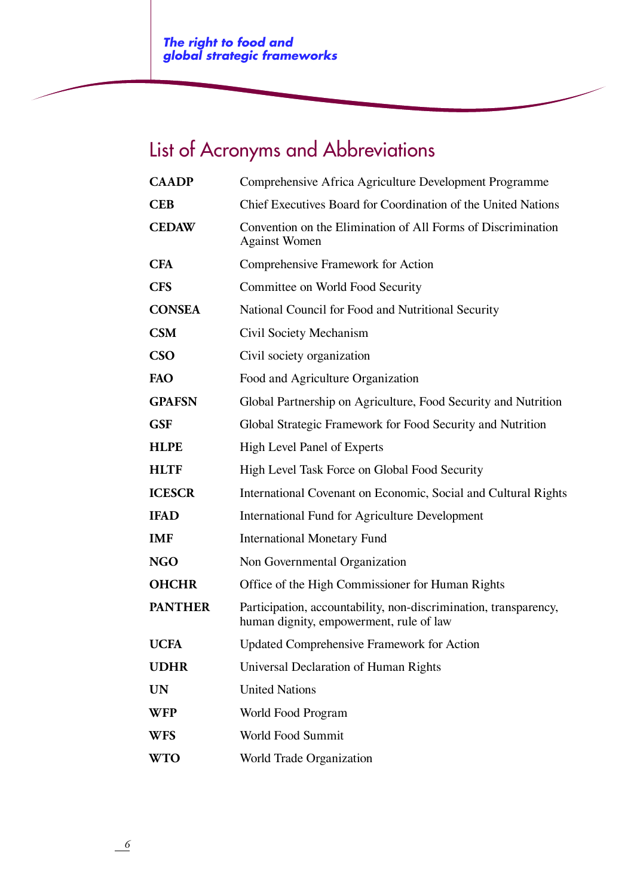## List of Acronyms and Abbreviations

| | |
|---|---|
| **CAADP** | Comprehensive Africa Agriculture Development Programme |
| **CEB** | Chief Executives Board for Coordination of the United Nations |
| **CEDAW** | Convention on the Elimination of All Forms of Discrimination Against Women |
| **CFA** | Comprehensive Framework for Action |
| **CFS** | Committee on World Food Security |
| **CONSEA** | National Council for Food and Nutritional Security |
| **CSM** | Civil Society Mechanism |
| **CSO** | Civil society organization |
| **FAO** | Food and Agriculture Organization |
| **GPAFSN** | Global Partnership on Agriculture, Food Security and Nutrition |
| **GSF** | Global Strategic Framework for Food Security and Nutrition |
| **HLPE** | High Level Panel of Experts |
| **HLTF** | High Level Task Force on Global Food Security |
| **ICESCR** | International Covenant on Economic, Social and Cultural Rights |
| **IFAD** | International Fund for Agriculture Development |
| **IMF** | International Monetary Fund |
| **NGO** | Non Governmental Organization |
| **OHCHR** | Office of the High Commissioner for Human Rights |
| **PANTHER** | Participation, accountability, non-discrimination, transparency, human dignity, empowerment, rule of law |
| **UCFA** | Updated Comprehensive Framework for Action |
| **UDHR** | Universal Declaration of Human Rights |
| **UN** | United Nations |
| **WFP** | World Food Program |
| **WFS** | World Food Summit |
| **WTO** | World Trade Organization |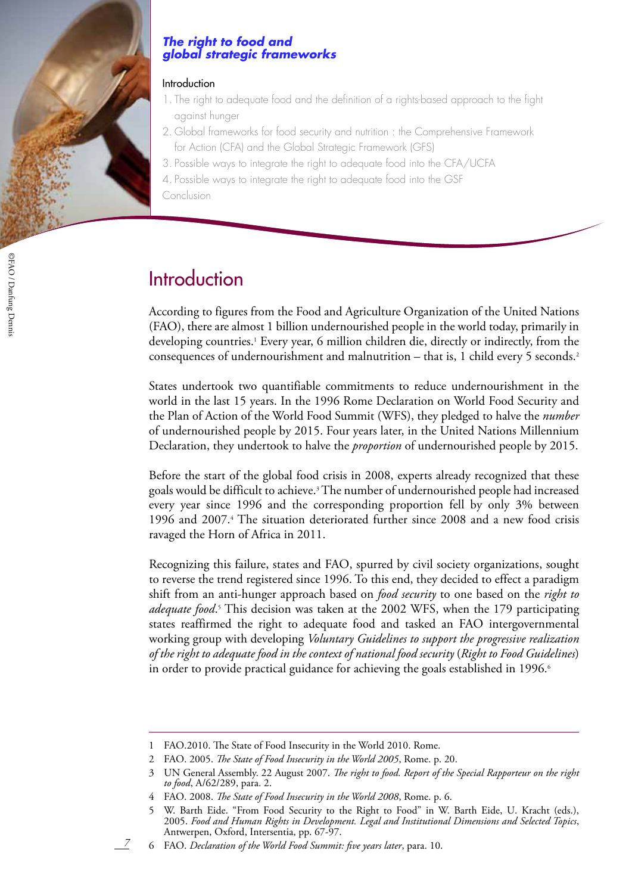## *The right to food and global strategic frameworks*

Introduction

1. The right to adequate food and the definition of a rights-based approach to the fight against hunger
2. Global frameworks for food security and nutrition : the Comprehensive Framework for Action (CFA) and the Global Strategic Framework (GFS)
3. Possible ways to integrate the right to adequate food into the CFA/UCFA
4. Possible ways to integrate the right to adequate food into the GSF

Conclusion

©FAO / Danfung Dennis

# Introduction

According to figures from the Food and Agriculture Organization of the United Nations (FAO), there are almost 1 billion undernourished people in the world today, primarily in developing countries.[1] Every year, 6 million children die, directly or indirectly, from the consequences of undernourishment and malnutrition – that is, 1 child every 5 seconds.[2]

States undertook two quantifiable commitments to reduce undernourishment in the world in the last 15 years. In the 1996 Rome Declaration on World Food Security and the Plan of Action of the World Food Summit (WFS), they pledged to halve the *number* of undernourished people by 2015. Four years later, in the United Nations Millennium Declaration, they undertook to halve the *proportion* of undernourished people by 2015.

Before the start of the global food crisis in 2008, experts already recognized that these goals would be difficult to achieve.[3] The number of undernourished people had increased every year since 1996 and the corresponding proportion fell by only 3% between 1996 and 2007.[4] The situation deteriorated further since 2008 and a new food crisis ravaged the Horn of Africa in 2011.

Recognizing this failure, states and FAO, spurred by civil society organizations, sought to reverse the trend registered since 1996. To this end, they decided to effect a paradigm shift from an anti-hunger approach based on *food security* to one based on the *right to adequate food*.[5] This decision was taken at the 2002 WFS, when the 179 participating states reaffirmed the right to adequate food and tasked an FAO intergovernmental working group with developing *Voluntary Guidelines to support the progressive realization of the right to adequate food in the context of national food security* (*Right to Food Guidelines*) in order to provide practical guidance for achieving the goals established in 1996.[6]

---

1 FAO.2010. The State of Food Insecurity in the World 2010. Rome.

2 FAO. 2005. *The State of Food Insecurity in the World 2005*, Rome. p. 20.

3 UN General Assembly. 22 August 2007. *The right to food. Report of the Special Rapporteur on the right to food*, A/62/289, para. 2.

4 FAO. 2008. *The State of Food Insecurity in the World 2008*, Rome. p. 6.

5 W. Barth Eide. "From Food Security to the Right to Food" in W. Barth Eide, U. Kracht (eds.), 2005. *Food and Human Rights in Development. Legal and Institutional Dimensions and Selected Topics*, Antwerpen, Oxford, Intersentia, pp. 67-97.

6 FAO. *Declaration of the World Food Summit: five years later*, para. 10.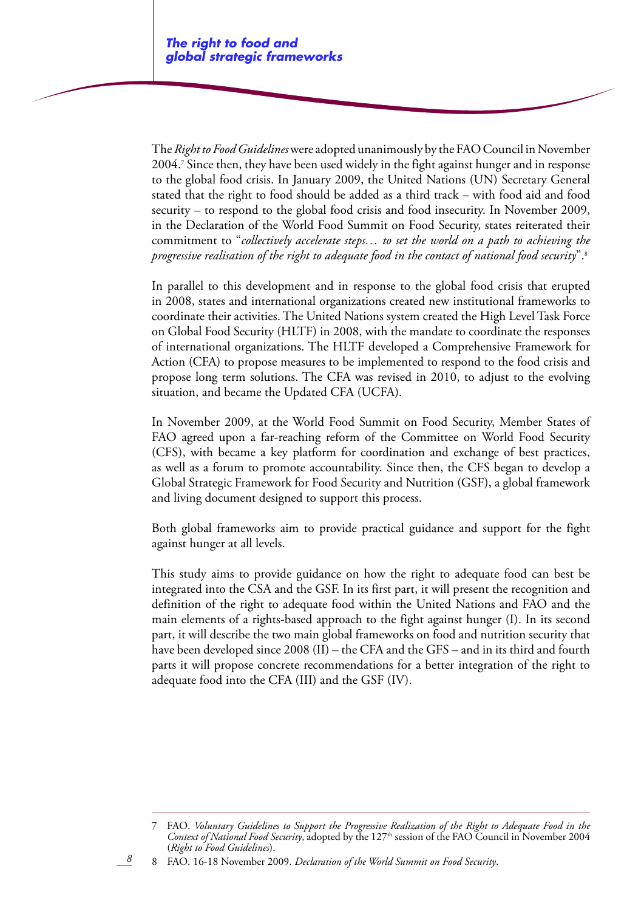The *Right to Food Guidelines* were adopted unanimously by the FAO Council in November 2004.[7] Since then, they have been used widely in the fight against hunger and in response to the global food crisis. In January 2009, the United Nations (UN) Secretary General stated that the right to food should be added as a third track – with food aid and food security – to respond to the global food crisis and food insecurity. In November 2009, in the Declaration of the World Food Summit on Food Security, states reiterated their commitment to "*collectively accelerate steps… to set the world on a path to achieving the progressive realisation of the right to adequate food in the contact of national food security*".[8]

In parallel to this development and in response to the global food crisis that erupted in 2008, states and international organizations created new institutional frameworks to coordinate their activities. The United Nations system created the High Level Task Force on Global Food Security (HLTF) in 2008, with the mandate to coordinate the responses of international organizations. The HLTF developed a Comprehensive Framework for Action (CFA) to propose measures to be implemented to respond to the food crisis and propose long term solutions. The CFA was revised in 2010, to adjust to the evolving situation, and became the Updated CFA (UCFA).

In November 2009, at the World Food Summit on Food Security, Member States of FAO agreed upon a far-reaching reform of the Committee on World Food Security (CFS), with became a key platform for coordination and exchange of best practices, as well as a forum to promote accountability. Since then, the CFS began to develop a Global Strategic Framework for Food Security and Nutrition (GSF), a global framework and living document designed to support this process.

Both global frameworks aim to provide practical guidance and support for the fight against hunger at all levels.

This study aims to provide guidance on how the right to adequate food can best be integrated into the CSA and the GSF. In its first part, it will present the recognition and definition of the right to adequate food within the United Nations and FAO and the main elements of a rights-based approach to the fight against hunger (I). In its second part, it will describe the two main global frameworks on food and nutrition security that have been developed since 2008 (II) – the CFA and the GFS – and in its third and fourth parts it will propose concrete recommendations for a better integration of the right to adequate food into the CFA (III) and the GSF (IV).

---

7 FAO. *Voluntary Guidelines to Support the Progressive Realization of the Right to Adequate Food in the Context of National Food Security*, adopted by the 127th session of the FAO Council in November 2004 (*Right to Food Guidelines*).

8 FAO. 16-18 November 2009. *Declaration of the World Summit on Food Security*.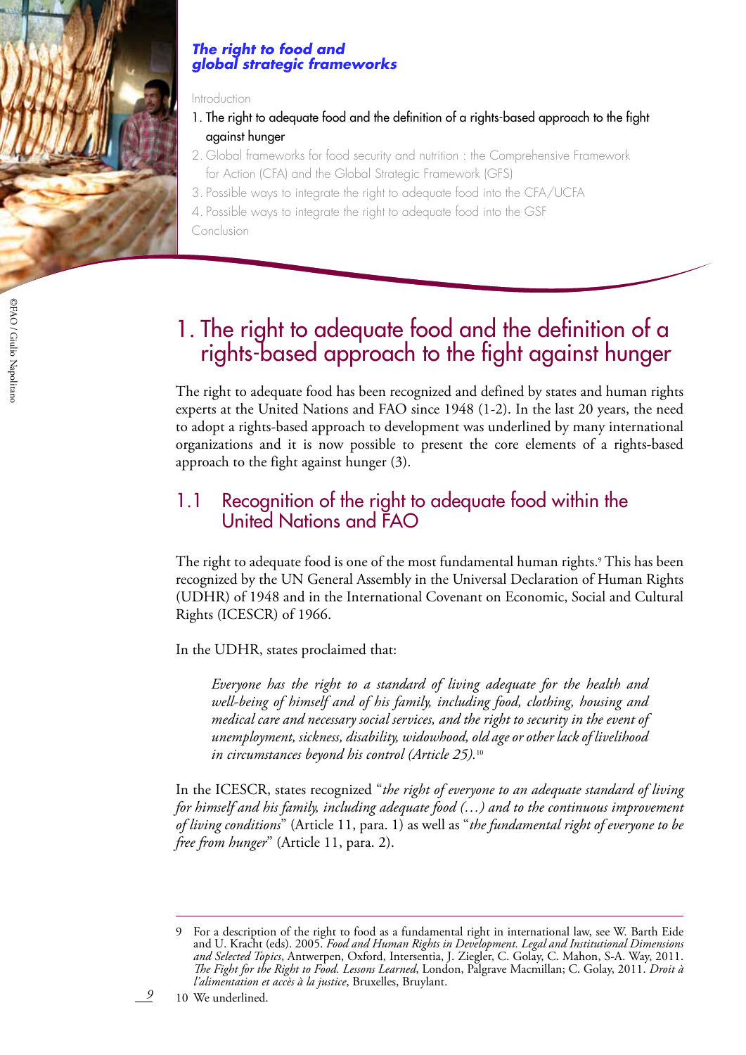*The right to food and global strategic frameworks*

Introduction

1. The right to adequate food and the definition of a rights-based approach to the fight against hunger
2. Global frameworks for food security and nutrition : the Comprehensive Framework for Action (CFA) and the Global Strategic Framework (GFS)
3. Possible ways to integrate the right to adequate food into the CFA/UCFA
4. Possible ways to integrate the right to adequate food into the GSF

Conclusion

©FAO / Giulio Napolitano

# 1. The right to adequate food and the definition of a rights-based approach to the fight against hunger

The right to adequate food has been recognized and defined by states and human rights experts at the United Nations and FAO since 1948 (1-2). In the last 20 years, the need to adopt a rights-based approach to development was underlined by many international organizations and it is now possible to present the core elements of a rights-based approach to the fight against hunger (3).

## 1.1 Recognition of the right to adequate food within the United Nations and FAO

The right to adequate food is one of the most fundamental human rights.[9] This has been recognized by the UN General Assembly in the Universal Declaration of Human Rights (UDHR) of 1948 and in the International Covenant on Economic, Social and Cultural Rights (ICESCR) of 1966.

In the UDHR, states proclaimed that:

> *Everyone has the right to a standard of living adequate for the health and well-being of himself and of his family, including food, clothing, housing and medical care and necessary social services, and the right to security in the event of unemployment, sickness, disability, widowhood, old age or other lack of livelihood in circumstances beyond his control (Article 25).*[10]

In the ICESCR, states recognized "*the right of everyone to an adequate standard of living for himself and his family, including adequate food (…) and to the continuous improvement of living conditions*" (Article 11, para. 1) as well as "*the fundamental right of everyone to be free from hunger*" (Article 11, para. 2).

---

9 For a description of the right to food as a fundamental right in international law, see W. Barth Eide and U. Kracht (eds). 2005. *Food and Human Rights in Development. Legal and Institutional Dimensions and Selected Topics*, Antwerpen, Oxford, Intersentia, J. Ziegler, C. Golay, C. Mahon, S-A. Way, 2011. *The Fight for the Right to Food. Lessons Learned*, London, Palgrave Macmillan; C. Golay, 2011. *Droit à l'alimentation et accès à la justice*, Bruxelles, Bruylant.

10 We underlined.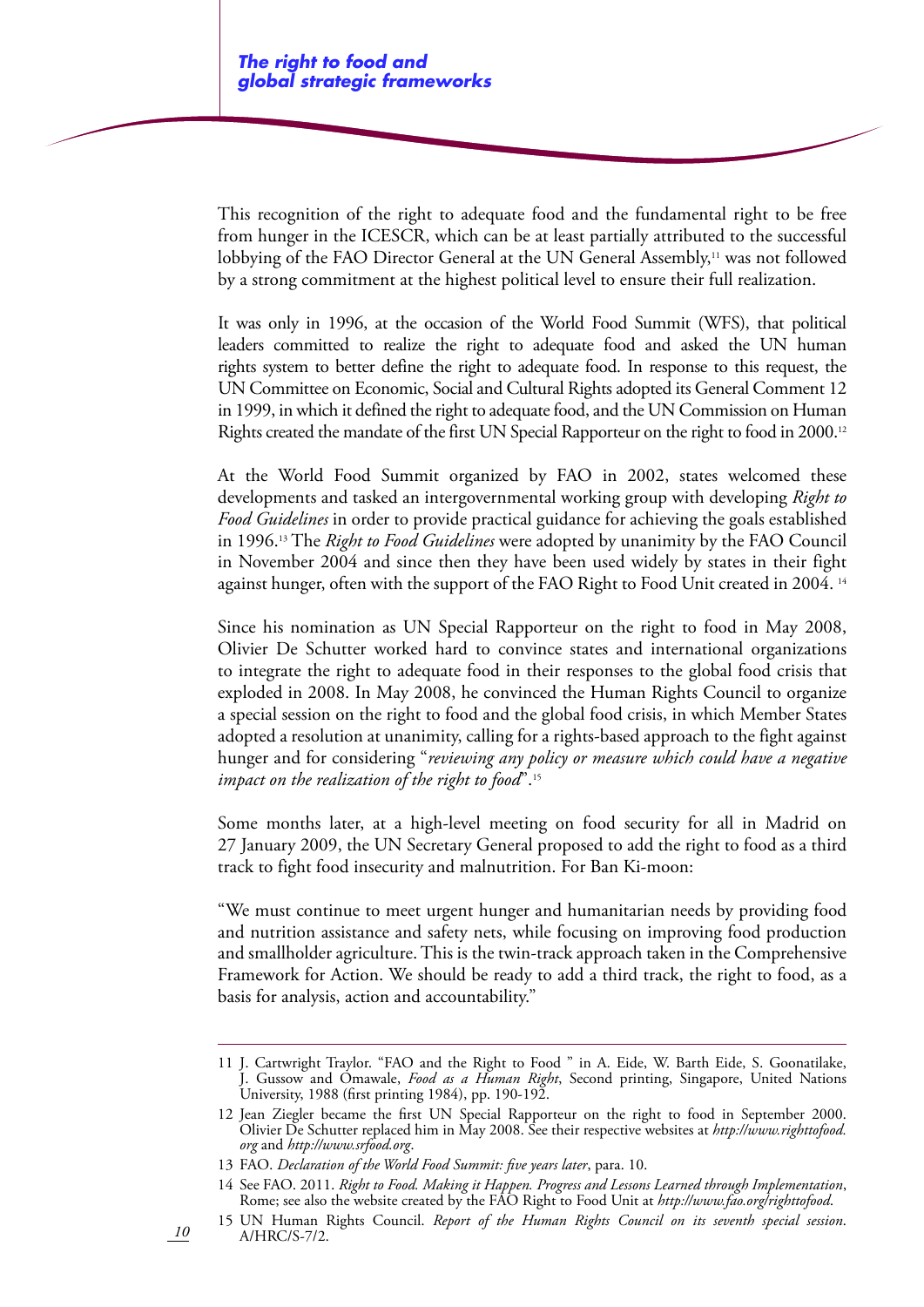This recognition of the right to adequate food and the fundamental right to be free from hunger in the ICESCR, which can be at least partially attributed to the successful lobbying of the FAO Director General at the UN General Assembly,[11] was not followed by a strong commitment at the highest political level to ensure their full realization.

It was only in 1996, at the occasion of the World Food Summit (WFS), that political leaders committed to realize the right to adequate food and asked the UN human rights system to better define the right to adequate food. In response to this request, the UN Committee on Economic, Social and Cultural Rights adopted its General Comment 12 in 1999, in which it defined the right to adequate food, and the UN Commission on Human Rights created the mandate of the first UN Special Rapporteur on the right to food in 2000.[12]

At the World Food Summit organized by FAO in 2002, states welcomed these developments and tasked an intergovernmental working group with developing *Right to Food Guidelines* in order to provide practical guidance for achieving the goals established in 1996.[13] The *Right to Food Guidelines* were adopted by unanimity by the FAO Council in November 2004 and since then they have been used widely by states in their fight against hunger, often with the support of the FAO Right to Food Unit created in 2004. [14]

Since his nomination as UN Special Rapporteur on the right to food in May 2008, Olivier De Schutter worked hard to convince states and international organizations to integrate the right to adequate food in their responses to the global food crisis that exploded in 2008. In May 2008, he convinced the Human Rights Council to organize a special session on the right to food and the global food crisis, in which Member States adopted a resolution at unanimity, calling for a rights-based approach to the fight against hunger and for considering "*reviewing any policy or measure which could have a negative impact on the realization of the right to food*".[15]

Some months later, at a high-level meeting on food security for all in Madrid on 27 January 2009, the UN Secretary General proposed to add the right to food as a third track to fight food insecurity and malnutrition. For Ban Ki-moon:

"We must continue to meet urgent hunger and humanitarian needs by providing food and nutrition assistance and safety nets, while focusing on improving food production and smallholder agriculture. This is the twin-track approach taken in the Comprehensive Framework for Action. We should be ready to add a third track, the right to food, as a basis for analysis, action and accountability."

---

11 J. Cartwright Traylor. "FAO and the Right to Food " in A. Eide, W. Barth Eide, S. Goonatilake, J. Gussow and Omawale, *Food as a Human Right*, Second printing, Singapore, United Nations University, 1988 (first printing 1984), pp. 190-192.

12 Jean Ziegler became the first UN Special Rapporteur on the right to food in September 2000. Olivier De Schutter replaced him in May 2008. See their respective websites at *http://www.righttofood.org* and *http://www.srfood.org*.

13 FAO. *Declaration of the World Food Summit: five years later*, para. 10.

14 See FAO. 2011. *Right to Food. Making it Happen. Progress and Lessons Learned through Implementation*, Rome; see also the website created by the FAO Right to Food Unit at *http://www.fao.org/righttofood*.

15 UN Human Rights Council. *Report of the Human Rights Council on its seventh special session*. A/HRC/S-7/2.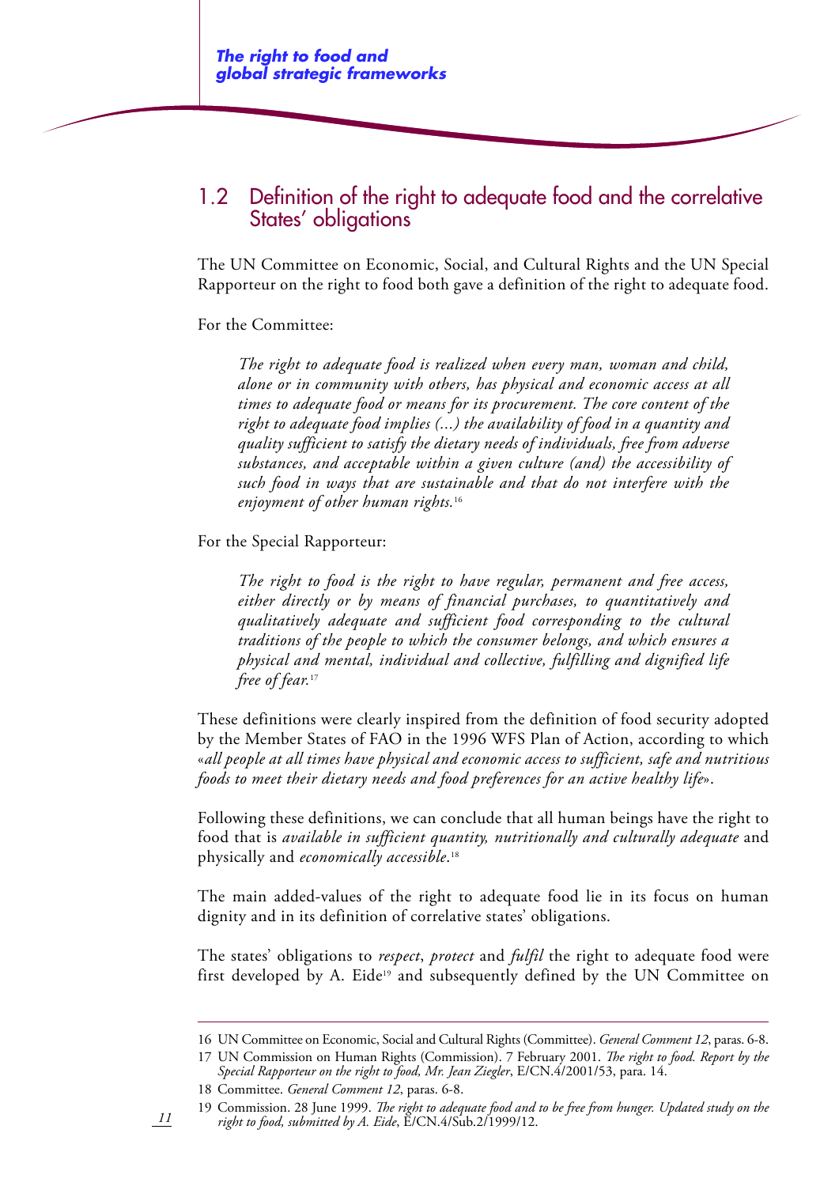## 1.2 Definition of the right to adequate food and the correlative States' obligations

The UN Committee on Economic, Social, and Cultural Rights and the UN Special Rapporteur on the right to food both gave a definition of the right to adequate food.

For the Committee:

> *The right to adequate food is realized when every man, woman and child, alone or in community with others, has physical and economic access at all times to adequate food or means for its procurement. The core content of the right to adequate food implies (...) the availability of food in a quantity and quality sufficient to satisfy the dietary needs of individuals, free from adverse substances, and acceptable within a given culture (and) the accessibility of such food in ways that are sustainable and that do not interfere with the enjoyment of other human rights.*[16]

For the Special Rapporteur:

> *The right to food is the right to have regular, permanent and free access, either directly or by means of financial purchases, to quantitatively and qualitatively adequate and sufficient food corresponding to the cultural traditions of the people to which the consumer belongs, and which ensures a physical and mental, individual and collective, fulfilling and dignified life free of fear.*[17]

These definitions were clearly inspired from the definition of food security adopted by the Member States of FAO in the 1996 WFS Plan of Action, according to which «*all people at all times have physical and economic access to sufficient, safe and nutritious foods to meet their dietary needs and food preferences for an active healthy life*».

Following these definitions, we can conclude that all human beings have the right to food that is *available in sufficient quantity, nutritionally and culturally adequate* and physically and *economically accessible*.[18]

The main added-values of the right to adequate food lie in its focus on human dignity and in its definition of correlative states' obligations.

The states' obligations to *respect*, *protect* and *fulfil* the right to adequate food were first developed by A. Eide[19] and subsequently defined by the UN Committee on

---

16 UN Committee on Economic, Social and Cultural Rights (Committee). *General Comment 12*, paras. 6-8.

17 UN Commission on Human Rights (Commission). 7 February 2001. *The right to food. Report by the Special Rapporteur on the right to food, Mr. Jean Ziegler*, E/CN.4/2001/53, para. 14.

18 Committee. *General Comment 12*, paras. 6-8.

19 Commission. 28 June 1999. *The right to adequate food and to be free from hunger. Updated study on the right to food, submitted by A. Eide*, E/CN.4/Sub.2/1999/12.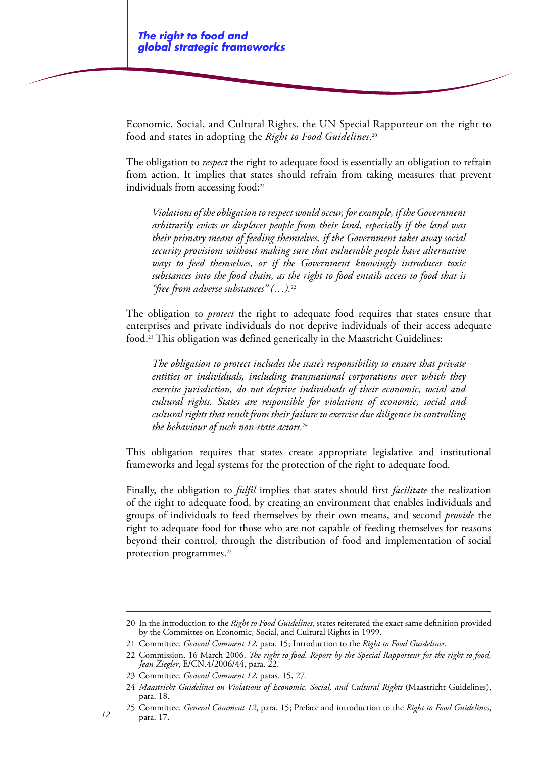Economic, Social, and Cultural Rights, the UN Special Rapporteur on the right to food and states in adopting the *Right to Food Guidelines*.[20]

The obligation to *respect* the right to adequate food is essentially an obligation to refrain from action. It implies that states should refrain from taking measures that prevent individuals from accessing food:[21]

> *Violations of the obligation to respect would occur, for example, if the Government arbitrarily evicts or displaces people from their land, especially if the land was their primary means of feeding themselves, if the Government takes away social security provisions without making sure that vulnerable people have alternative ways to feed themselves, or if the Government knowingly introduces toxic substances into the food chain, as the right to food entails access to food that is "free from adverse substances" (…).*[22]

The obligation to *protect* the right to adequate food requires that states ensure that enterprises and private individuals do not deprive individuals of their access adequate food.[23] This obligation was defined generically in the Maastricht Guidelines:

> *The obligation to protect includes the state's responsibility to ensure that private entities or individuals, including transnational corporations over which they exercise jurisdiction, do not deprive individuals of their economic, social and cultural rights. States are responsible for violations of economic, social and cultural rights that result from their failure to exercise due diligence in controlling the behaviour of such non-state actors.*[24]

This obligation requires that states create appropriate legislative and institutional frameworks and legal systems for the protection of the right to adequate food.

Finally, the obligation to *fulfil* implies that states should first *facilitate* the realization of the right to adequate food, by creating an environment that enables individuals and groups of individuals to feed themselves by their own means, and second *provide* the right to adequate food for those who are not capable of feeding themselves for reasons beyond their control, through the distribution of food and implementation of social protection programmes.[25]

---

20 In the introduction to the *Right to Food Guidelines*, states reiterated the exact same definition provided by the Committee on Economic, Social, and Cultural Rights in 1999.

21 Committee. *General Comment 12*, para. 15; Introduction to the *Right to Food Guidelines*.

22 Commission. 16 March 2006. *The right to food. Report by the Special Rapporteur for the right to food, Jean Ziegler*, E/CN.4/2006/44, para. 22.

23 Committee. *General Comment 12*, paras. 15, 27.

24 *Maastricht Guidelines on Violations of Economic, Social, and Cultural Rights* (Maastricht Guidelines), para. 18.

25 Committee. *General Comment 12*, para. 15; Preface and introduction to the *Right to Food Guidelines*, para. 17.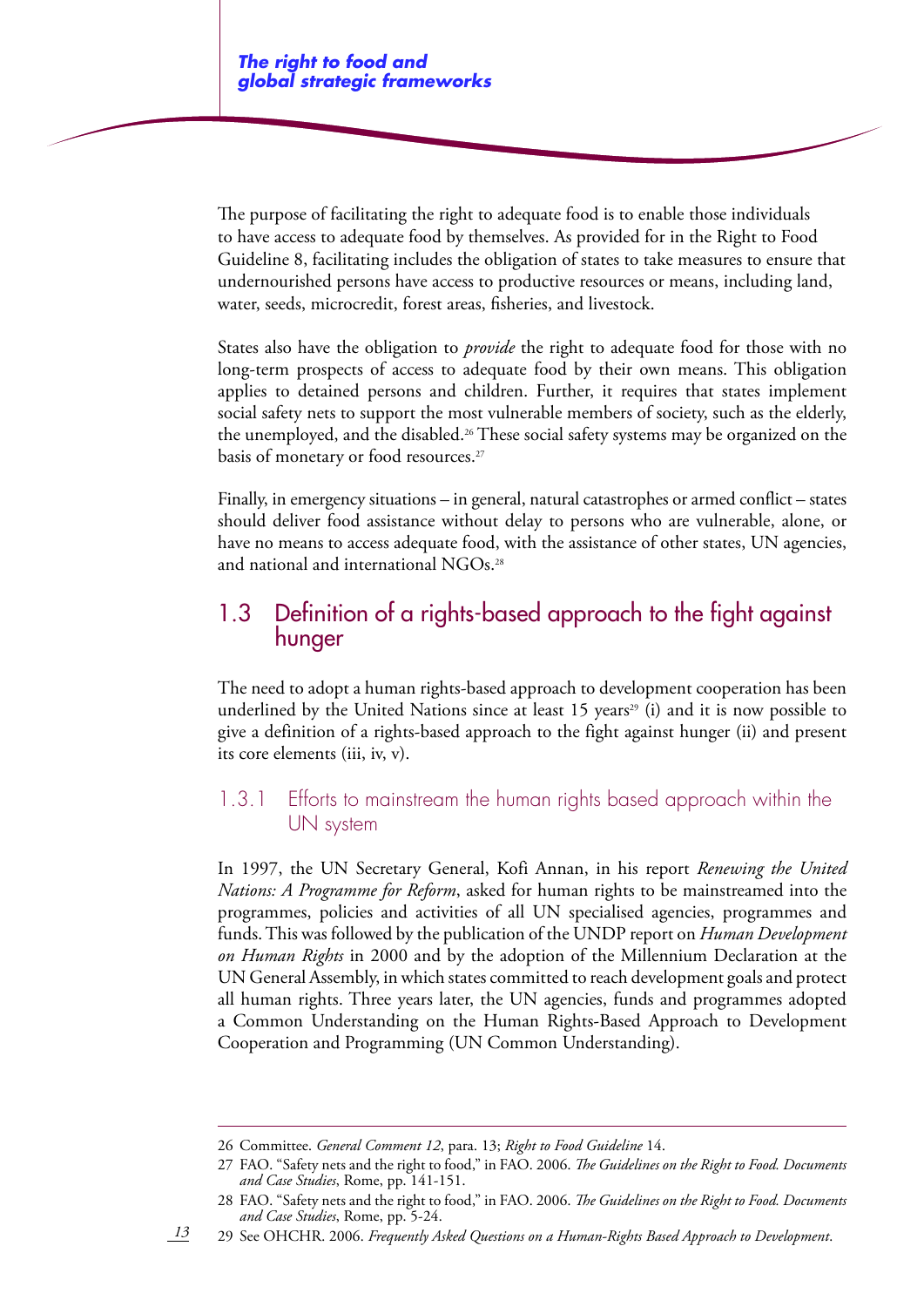The purpose of facilitating the right to adequate food is to enable those individuals to have access to adequate food by themselves. As provided for in the Right to Food Guideline 8, facilitating includes the obligation of states to take measures to ensure that undernourished persons have access to productive resources or means, including land, water, seeds, microcredit, forest areas, fisheries, and livestock.

States also have the obligation to *provide* the right to adequate food for those with no long-term prospects of access to adequate food by their own means. This obligation applies to detained persons and children. Further, it requires that states implement social safety nets to support the most vulnerable members of society, such as the elderly, the unemployed, and the disabled.[26] These social safety systems may be organized on the basis of monetary or food resources.[27]

Finally, in emergency situations – in general, natural catastrophes or armed conflict – states should deliver food assistance without delay to persons who are vulnerable, alone, or have no means to access adequate food, with the assistance of other states, UN agencies, and national and international NGOs.[28]

## 1.3 Definition of a rights-based approach to the fight against hunger

The need to adopt a human rights-based approach to development cooperation has been underlined by the United Nations since at least 15 years[29] (i) and it is now possible to give a definition of a rights-based approach to the fight against hunger (ii) and present its core elements (iii, iv, v).

### 1.3.1 Efforts to mainstream the human rights based approach within the UN system

In 1997, the UN Secretary General, Kofi Annan, in his report *Renewing the United Nations: A Programme for Reform*, asked for human rights to be mainstreamed into the programmes, policies and activities of all UN specialised agencies, programmes and funds. This was followed by the publication of the UNDP report on *Human Development on Human Rights* in 2000 and by the adoption of the Millennium Declaration at the UN General Assembly, in which states committed to reach development goals and protect all human rights. Three years later, the UN agencies, funds and programmes adopted a Common Understanding on the Human Rights-Based Approach to Development Cooperation and Programming (UN Common Understanding).

---

26 Committee. *General Comment 12*, para. 13; *Right to Food Guideline* 14.

27 FAO. "Safety nets and the right to food," in FAO. 2006. *The Guidelines on the Right to Food. Documents and Case Studies*, Rome, pp. 141-151.

28 FAO. "Safety nets and the right to food," in FAO. 2006. *The Guidelines on the Right to Food. Documents and Case Studies*, Rome, pp. 5-24.

29 See OHCHR. 2006. *Frequently Asked Questions on a Human-Rights Based Approach to Development*.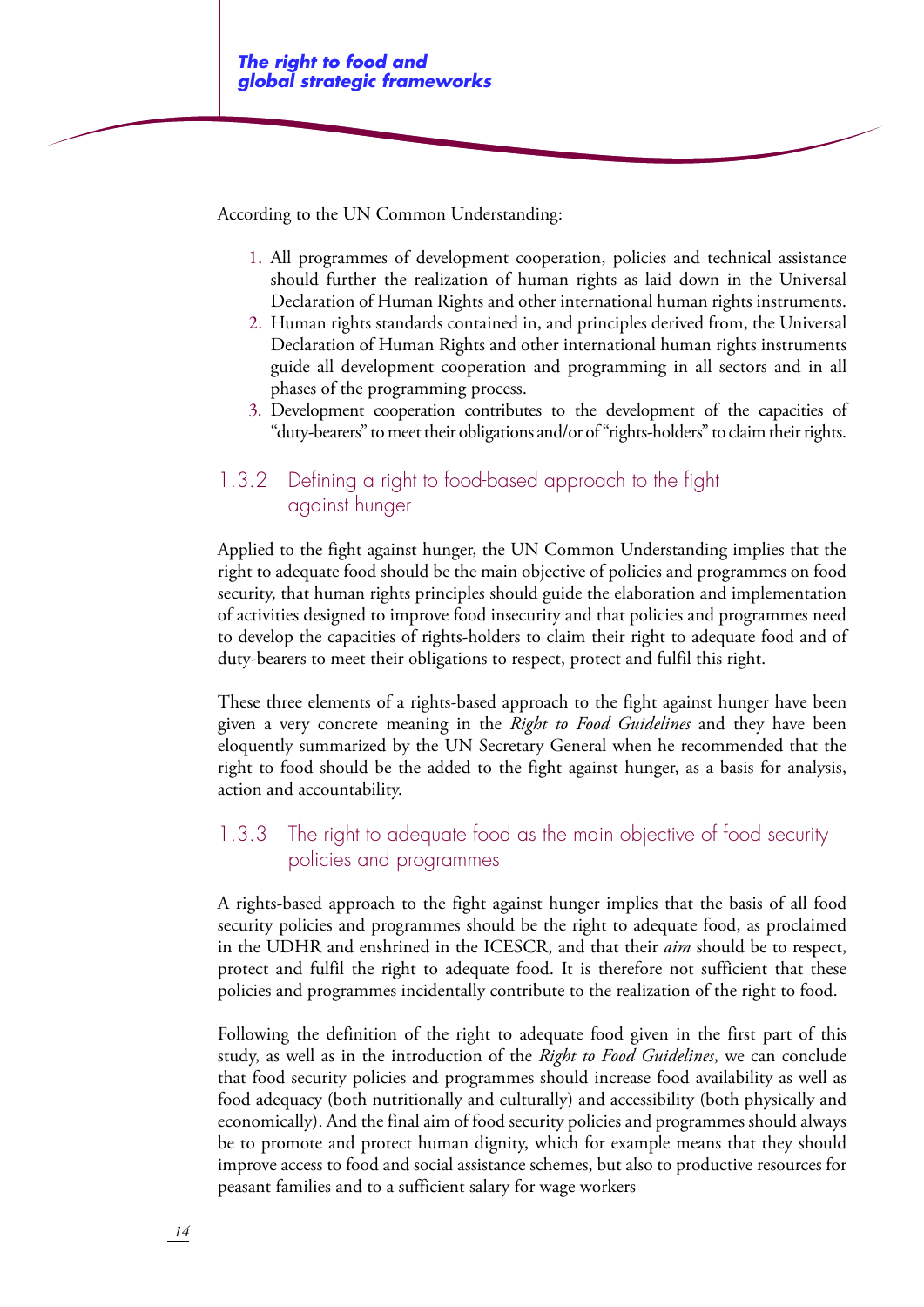According to the UN Common Understanding:

1. All programmes of development cooperation, policies and technical assistance should further the realization of human rights as laid down in the Universal Declaration of Human Rights and other international human rights instruments.
2. Human rights standards contained in, and principles derived from, the Universal Declaration of Human Rights and other international human rights instruments guide all development cooperation and programming in all sectors and in all phases of the programming process.
3. Development cooperation contributes to the development of the capacities of "duty-bearers" to meet their obligations and/or of "rights-holders" to claim their rights.

### 1.3.2 Defining a right to food-based approach to the fight against hunger

Applied to the fight against hunger, the UN Common Understanding implies that the right to adequate food should be the main objective of policies and programmes on food security, that human rights principles should guide the elaboration and implementation of activities designed to improve food insecurity and that policies and programmes need to develop the capacities of rights-holders to claim their right to adequate food and of duty-bearers to meet their obligations to respect, protect and fulfil this right.

These three elements of a rights-based approach to the fight against hunger have been given a very concrete meaning in the *Right to Food Guidelines* and they have been eloquently summarized by the UN Secretary General when he recommended that the right to food should be the added to the fight against hunger, as a basis for analysis, action and accountability.

### 1.3.3 The right to adequate food as the main objective of food security policies and programmes

A rights-based approach to the fight against hunger implies that the basis of all food security policies and programmes should be the right to adequate food, as proclaimed in the UDHR and enshrined in the ICESCR, and that their *aim* should be to respect, protect and fulfil the right to adequate food. It is therefore not sufficient that these policies and programmes incidentally contribute to the realization of the right to food.

Following the definition of the right to adequate food given in the first part of this study, as well as in the introduction of the *Right to Food Guidelines*, we can conclude that food security policies and programmes should increase food availability as well as food adequacy (both nutritionally and culturally) and accessibility (both physically and economically). And the final aim of food security policies and programmes should always be to promote and protect human dignity, which for example means that they should improve access to food and social assistance schemes, but also to productive resources for peasant families and to a sufficient salary for wage workers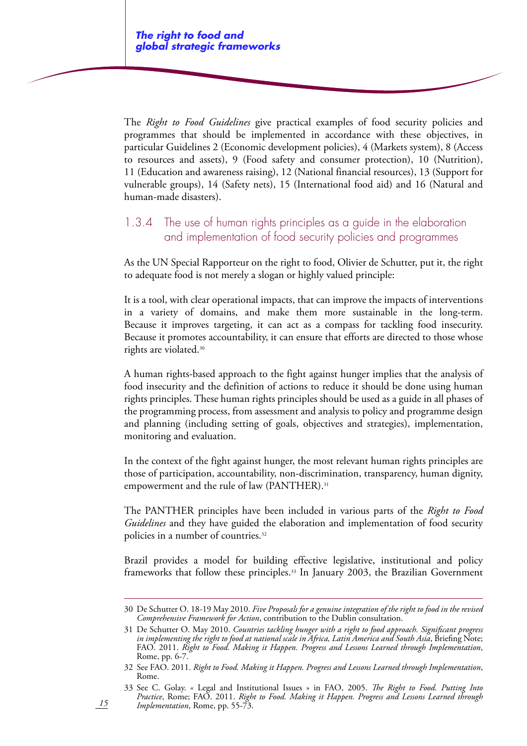The *Right to Food Guidelines* give practical examples of food security policies and programmes that should be implemented in accordance with these objectives, in particular Guidelines 2 (Economic development policies), 4 (Markets system), 8 (Access to resources and assets), 9 (Food safety and consumer protection), 10 (Nutrition), 11 (Education and awareness raising), 12 (National financial resources), 13 (Support for vulnerable groups), 14 (Safety nets), 15 (International food aid) and 16 (Natural and human-made disasters).

### 1.3.4 The use of human rights principles as a guide in the elaboration and implementation of food security policies and programmes

As the UN Special Rapporteur on the right to food, Olivier de Schutter, put it, the right to adequate food is not merely a slogan or highly valued principle:

It is a tool, with clear operational impacts, that can improve the impacts of interventions in a variety of domains, and make them more sustainable in the long-term. Because it improves targeting, it can act as a compass for tackling food insecurity. Because it promotes accountability, it can ensure that efforts are directed to those whose rights are violated.[30]

A human rights-based approach to the fight against hunger implies that the analysis of food insecurity and the definition of actions to reduce it should be done using human rights principles. These human rights principles should be used as a guide in all phases of the programming process, from assessment and analysis to policy and programme design and planning (including setting of goals, objectives and strategies), implementation, monitoring and evaluation.

In the context of the fight against hunger, the most relevant human rights principles are those of participation, accountability, non-discrimination, transparency, human dignity, empowerment and the rule of law (PANTHER).[31]

The PANTHER principles have been included in various parts of the *Right to Food Guidelines* and they have guided the elaboration and implementation of food security policies in a number of countries.[32]

Brazil provides a model for building effective legislative, institutional and policy frameworks that follow these principles.[33] In January 2003, the Brazilian Government

---

30 De Schutter O. 18-19 May 2010. *Five Proposals for a genuine integration of the right to food in the revised Comprehensive Framework for Action*, contribution to the Dublin consultation.

31 De Schutter O. May 2010. *Countries tackling hunger with a right to food approach. Significant progress in implementing the right to food at national scale in Africa, Latin America and South Asia*, Briefing Note; FAO. 2011. *Right to Food. Making it Happen. Progress and Lessons Learned through Implementation*, Rome, pp. 6-7.

32 See FAO. 2011. *Right to Food. Making it Happen. Progress and Lessons Learned through Implementation*, Rome.

33 See C. Golay. « Legal and Institutional Issues » in FAO, 2005. *The Right to Food. Putting Into Practice*, Rome; FAO. 2011. *Right to Food. Making it Happen. Progress and Lessons Learned through Implementation*, Rome, pp. 55-73.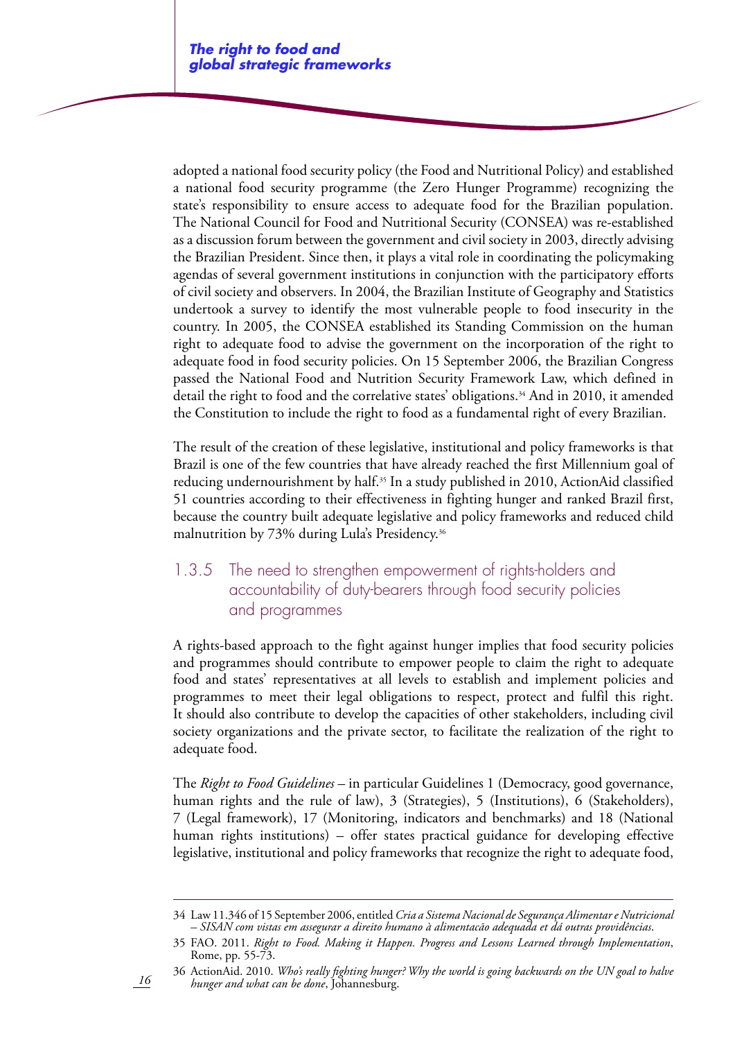adopted a national food security policy (the Food and Nutritional Policy) and established a national food security programme (the Zero Hunger Programme) recognizing the state's responsibility to ensure access to adequate food for the Brazilian population. The National Council for Food and Nutritional Security (CONSEA) was re-established as a discussion forum between the government and civil society in 2003, directly advising the Brazilian President. Since then, it plays a vital role in coordinating the policymaking agendas of several government institutions in conjunction with the participatory efforts of civil society and observers. In 2004, the Brazilian Institute of Geography and Statistics undertook a survey to identify the most vulnerable people to food insecurity in the country. In 2005, the CONSEA established its Standing Commission on the human right to adequate food to advise the government on the incorporation of the right to adequate food in food security policies. On 15 September 2006, the Brazilian Congress passed the National Food and Nutrition Security Framework Law, which defined in detail the right to food and the correlative states' obligations.[34] And in 2010, it amended the Constitution to include the right to food as a fundamental right of every Brazilian.

The result of the creation of these legislative, institutional and policy frameworks is that Brazil is one of the few countries that have already reached the first Millennium goal of reducing undernourishment by half.[35] In a study published in 2010, ActionAid classified 51 countries according to their effectiveness in fighting hunger and ranked Brazil first, because the country built adequate legislative and policy frameworks and reduced child malnutrition by 73% during Lula's Presidency.[36]

### 1.3.5 The need to strengthen empowerment of rights-holders and accountability of duty-bearers through food security policies and programmes

A rights-based approach to the fight against hunger implies that food security policies and programmes should contribute to empower people to claim the right to adequate food and states' representatives at all levels to establish and implement policies and programmes to meet their legal obligations to respect, protect and fulfil this right. It should also contribute to develop the capacities of other stakeholders, including civil society organizations and the private sector, to facilitate the realization of the right to adequate food.

The *Right to Food Guidelines* – in particular Guidelines 1 (Democracy, good governance, human rights and the rule of law), 3 (Strategies), 5 (Institutions), 6 (Stakeholders), 7 (Legal framework), 17 (Monitoring, indicators and benchmarks) and 18 (National human rights institutions) – offer states practical guidance for developing effective legislative, institutional and policy frameworks that recognize the right to adequate food,

---

34 Law 11.346 of 15 September 2006, entitled *Cria a Sistema Nacional de Segurança Alimentar e Nutricional – SISAN com vistas em assegurar a direito humano à alimentacão adequada et dá outras providências*.

35 FAO. 2011. *Right to Food. Making it Happen. Progress and Lessons Learned through Implementation*, Rome, pp. 55-73.

36 ActionAid. 2010. *Who's really fighting hunger? Why the world is going backwards on the UN goal to halve hunger and what can be done*, Johannesburg.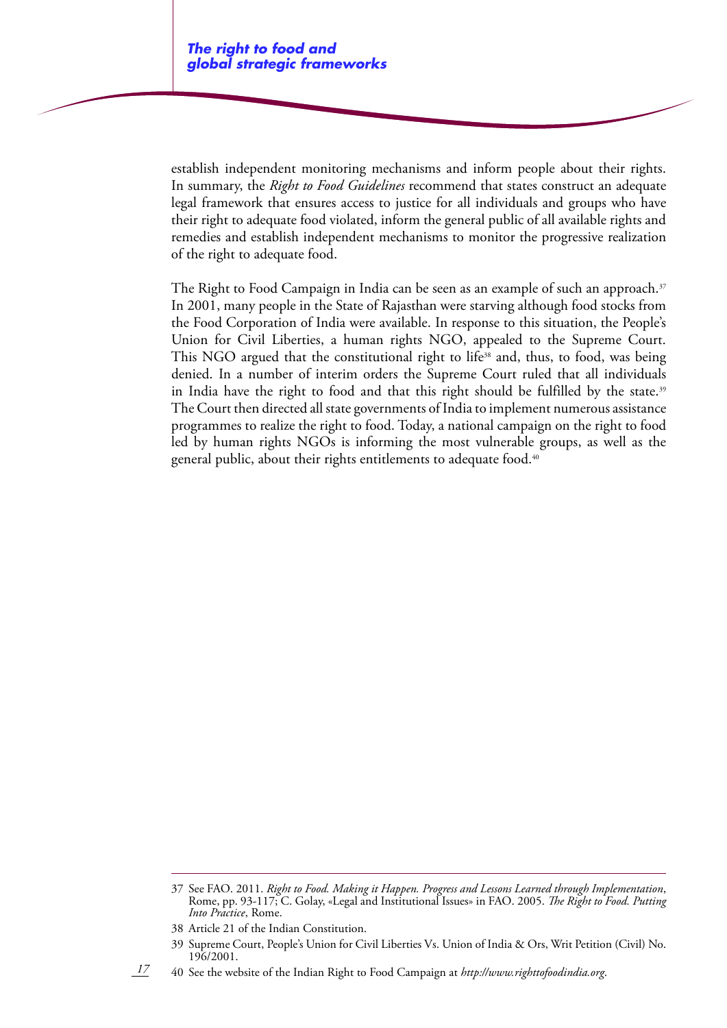establish independent monitoring mechanisms and inform people about their rights. In summary, the *Right to Food Guidelines* recommend that states construct an adequate legal framework that ensures access to justice for all individuals and groups who have their right to adequate food violated, inform the general public of all available rights and remedies and establish independent mechanisms to monitor the progressive realization of the right to adequate food.

The Right to Food Campaign in India can be seen as an example of such an approach.[37] In 2001, many people in the State of Rajasthan were starving although food stocks from the Food Corporation of India were available. In response to this situation, the People's Union for Civil Liberties, a human rights NGO, appealed to the Supreme Court. This NGO argued that the constitutional right to life[38] and, thus, to food, was being denied. In a number of interim orders the Supreme Court ruled that all individuals in India have the right to food and that this right should be fulfilled by the state.[39] The Court then directed all state governments of India to implement numerous assistance programmes to realize the right to food. Today, a national campaign on the right to food led by human rights NGOs is informing the most vulnerable groups, as well as the general public, about their rights entitlements to adequate food.[40]

---

37 See FAO. 2011. *Right to Food. Making it Happen. Progress and Lessons Learned through Implementation*, Rome, pp. 93-117; C. Golay, «Legal and Institutional Issues» in FAO. 2005. *The Right to Food. Putting Into Practice*, Rome.

38 Article 21 of the Indian Constitution.

39 Supreme Court, People's Union for Civil Liberties Vs. Union of India & Ors, Writ Petition (Civil) No. 196/2001.

40 See the website of the Indian Right to Food Campaign at *http://www.righttofoodindia.org*.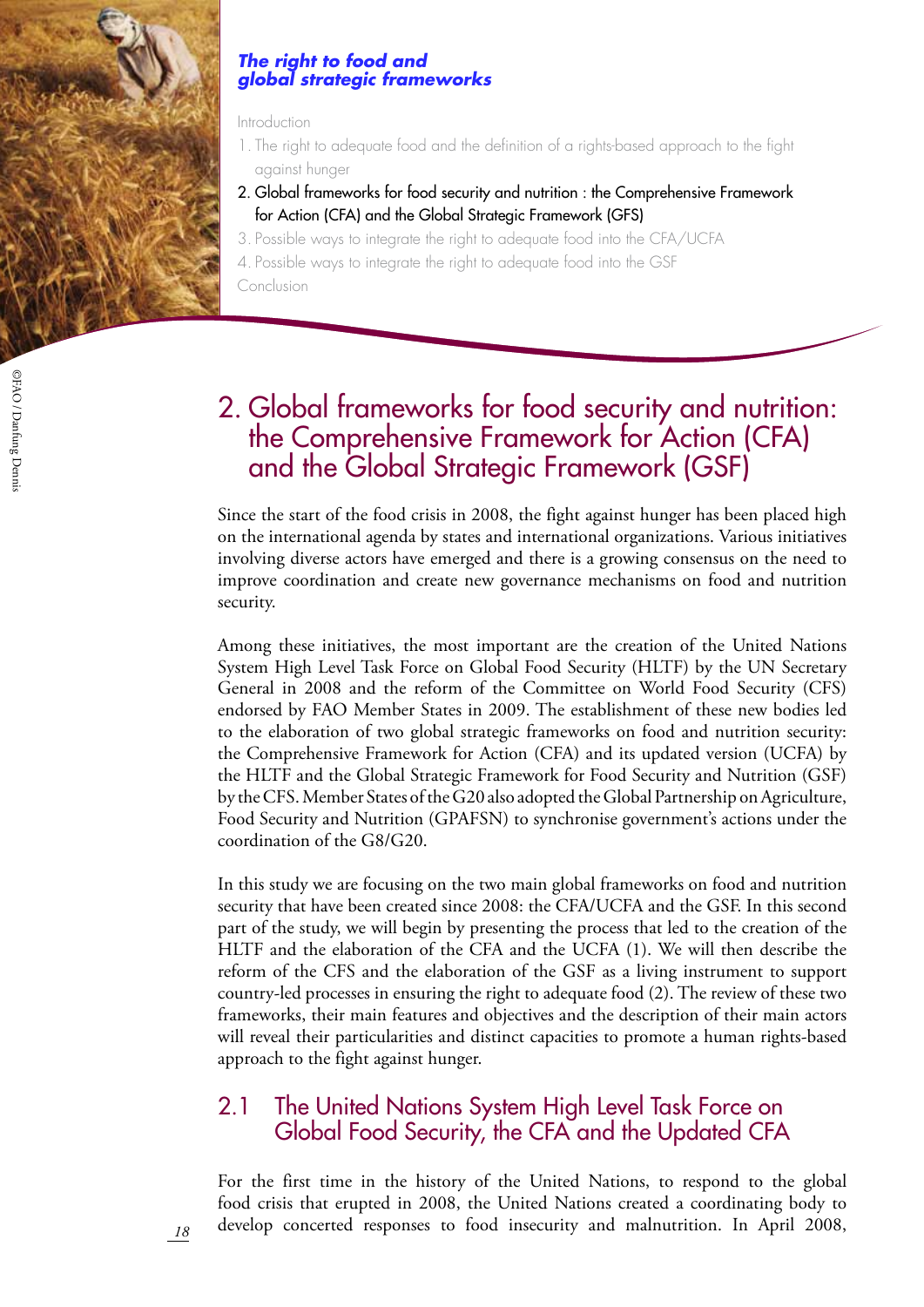*The right to food and global strategic frameworks*

Introduction

1. The right to adequate food and the definition of a rights-based approach to the fight against hunger
2. Global frameworks for food security and nutrition : the Comprehensive Framework for Action (CFA) and the Global Strategic Framework (GFS)
3. Possible ways to integrate the right to adequate food into the CFA/UCFA
4. Possible ways to integrate the right to adequate food into the GSF

Conclusion

# 2. Global frameworks for food security and nutrition: the Comprehensive Framework for Action (CFA) and the Global Strategic Framework (GSF)

Since the start of the food crisis in 2008, the fight against hunger has been placed high on the international agenda by states and international organizations. Various initiatives involving diverse actors have emerged and there is a growing consensus on the need to improve coordination and create new governance mechanisms on food and nutrition security.

Among these initiatives, the most important are the creation of the United Nations System High Level Task Force on Global Food Security (HLTF) by the UN Secretary General in 2008 and the reform of the Committee on World Food Security (CFS) endorsed by FAO Member States in 2009. The establishment of these new bodies led to the elaboration of two global strategic frameworks on food and nutrition security: the Comprehensive Framework for Action (CFA) and its updated version (UCFA) by the HLTF and the Global Strategic Framework for Food Security and Nutrition (GSF) by the CFS. Member States of the G20 also adopted the Global Partnership on Agriculture, Food Security and Nutrition (GPAFSN) to synchronise government's actions under the coordination of the G8/G20.

In this study we are focusing on the two main global frameworks on food and nutrition security that have been created since 2008: the CFA/UCFA and the GSF. In this second part of the study, we will begin by presenting the process that led to the creation of the HLTF and the elaboration of the CFA and the UCFA (1). We will then describe the reform of the CFS and the elaboration of the GSF as a living instrument to support country-led processes in ensuring the right to adequate food (2). The review of these two frameworks, their main features and objectives and the description of their main actors will reveal their particularities and distinct capacities to promote a human rights-based approach to the fight against hunger.

## 2.1 The United Nations System High Level Task Force on Global Food Security, the CFA and the Updated CFA

For the first time in the history of the United Nations, to respond to the global food crisis that erupted in 2008, the United Nations created a coordinating body to develop concerted responses to food insecurity and malnutrition. In April 2008,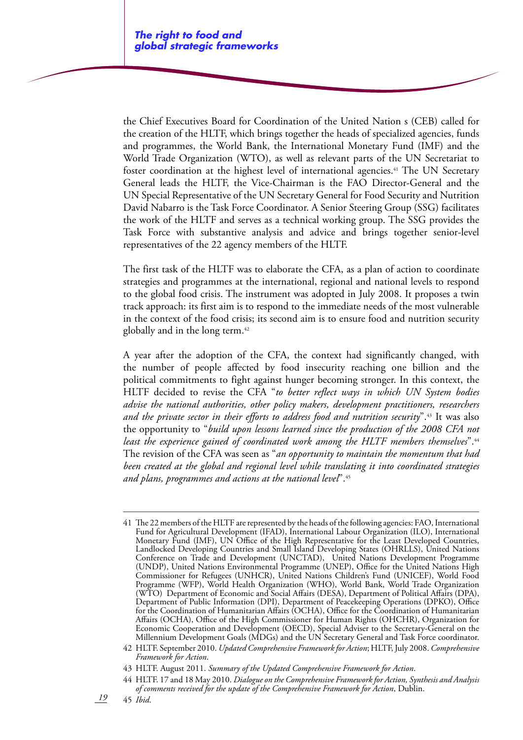the Chief Executives Board for Coordination of the United Nation s (CEB) called for the creation of the HLTF, which brings together the heads of specialized agencies, funds and programmes, the World Bank, the International Monetary Fund (IMF) and the World Trade Organization (WTO), as well as relevant parts of the UN Secretariat to foster coordination at the highest level of international agencies.[41] The UN Secretary General leads the HLTF, the Vice-Chairman is the FAO Director-General and the UN Special Representative of the UN Secretary General for Food Security and Nutrition David Nabarro is the Task Force Coordinator. A Senior Steering Group (SSG) facilitates the work of the HLTF and serves as a technical working group. The SSG provides the Task Force with substantive analysis and advice and brings together senior-level representatives of the 22 agency members of the HLTF.

The first task of the HLTF was to elaborate the CFA, as a plan of action to coordinate strategies and programmes at the international, regional and national levels to respond to the global food crisis. The instrument was adopted in July 2008. It proposes a twin track approach: its first aim is to respond to the immediate needs of the most vulnerable in the context of the food crisis; its second aim is to ensure food and nutrition security globally and in the long term.[42]

A year after the adoption of the CFA, the context had significantly changed, with the number of people affected by food insecurity reaching one billion and the political commitments to fight against hunger becoming stronger. In this context, the HLTF decided to revise the CFA "*to better reflect ways in which UN System bodies advise the national authorities, other policy makers, development practitioners, researchers and the private sector in their efforts to address food and nutrition security*".[43] It was also the opportunity to "*build upon lessons learned since the production of the 2008 CFA not least the experience gained of coordinated work among the HLTF members themselves*".[44] The revision of the CFA was seen as "*an opportunity to maintain the momentum that had been created at the global and regional level while translating it into coordinated strategies and plans, programmes and actions at the national level*".[45]

---

41 The 22 members of the HLTF are represented by the heads of the following agencies: FAO, International Fund for Agricultural Development (IFAD), International Labour Organization (ILO), International Monetary Fund (IMF), UN Office of the High Representative for the Least Developed Countries, Landlocked Developing Countries and Small Island Developing States (OHRLLS), United Nations Conference on Trade and Development (UNCTAD), United Nations Development Programme (UNDP), United Nations Environmental Programme (UNEP), Office for the United Nations High Commissioner for Refugees (UNHCR), United Nations Children's Fund (UNICEF), World Food Programme (WFP), World Health Organization (WHO), World Bank, World Trade Organization (WTO) Department of Economic and Social Affairs (DESA), Department of Political Affairs (DPA), Department of Public Information (DPI), Department of Peacekeeping Operations (DPKO), Office for the Coordination of Humanitarian Affairs (OCHA), Office for the Coordination of Humanitarian Affairs (OCHA), Office of the High Commissioner for Human Rights (OHCHR), Organization for Economic Cooperation and Development (OECD), Special Adviser to the Secretary-General on the Millennium Development Goals (MDGs) and the UN Secretary General and Task Force coordinator.

42 HLTF. September 2010. *Updated Comprehensive Framework for Action*; HLTF, July 2008. *Comprehensive Framework for Action*.

43 HLTF. August 2011. *Summary of the Updated Comprehensive Framework for Action*.

44 HLTF. 17 and 18 May 2010. *Dialogue on the Comprehensive Framework for Action, Synthesis and Analysis of comments received for the update of the Comprehensive Framework for Action*, Dublin.

45 *Ibid*.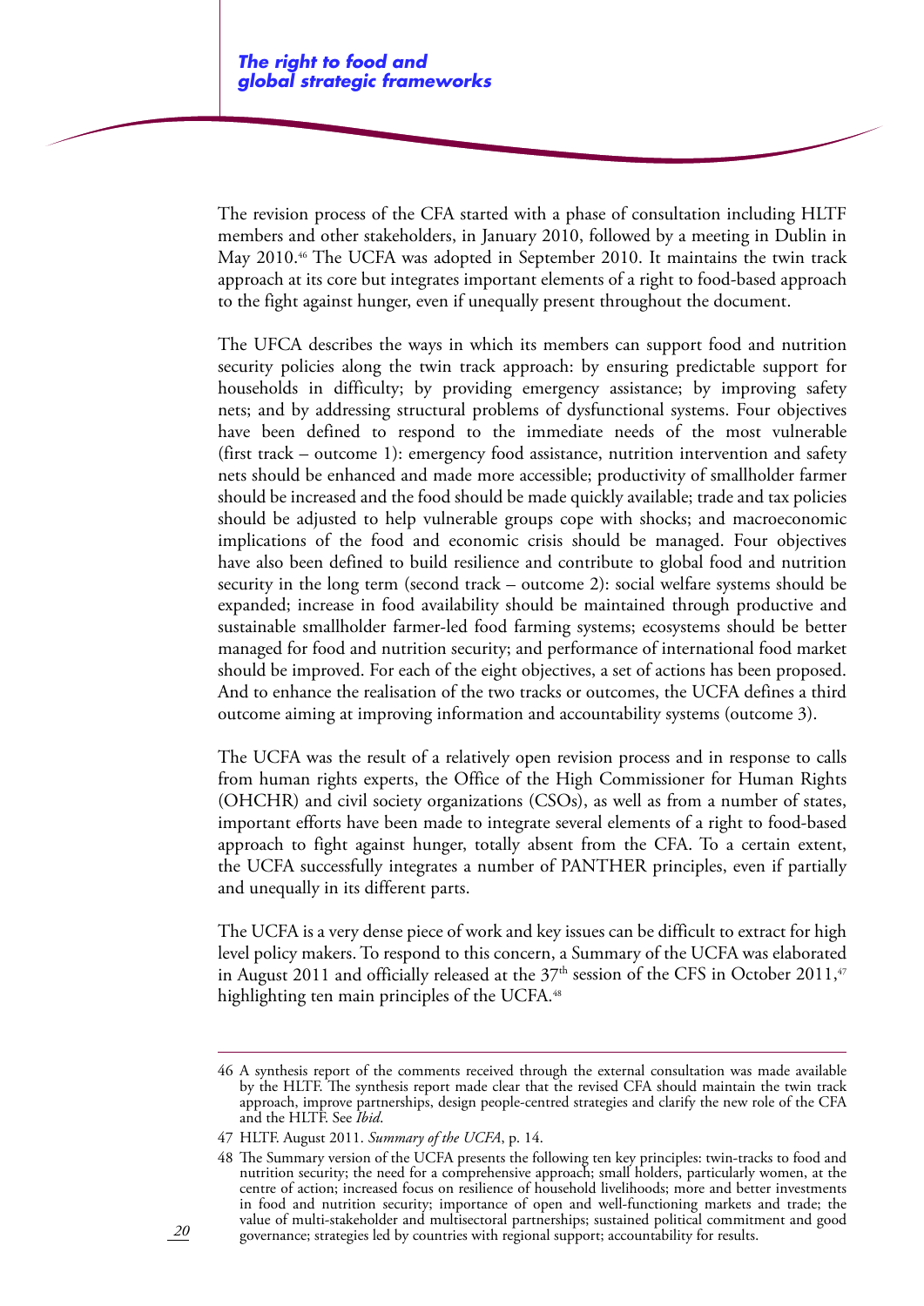The revision process of the CFA started with a phase of consultation including HLTF members and other stakeholders, in January 2010, followed by a meeting in Dublin in May 2010.[46] The UCFA was adopted in September 2010. It maintains the twin track approach at its core but integrates important elements of a right to food-based approach to the fight against hunger, even if unequally present throughout the document.

The UFCA describes the ways in which its members can support food and nutrition security policies along the twin track approach: by ensuring predictable support for households in difficulty; by providing emergency assistance; by improving safety nets; and by addressing structural problems of dysfunctional systems. Four objectives have been defined to respond to the immediate needs of the most vulnerable (first track – outcome 1): emergency food assistance, nutrition intervention and safety nets should be enhanced and made more accessible; productivity of smallholder farmer should be increased and the food should be made quickly available; trade and tax policies should be adjusted to help vulnerable groups cope with shocks; and macroeconomic implications of the food and economic crisis should be managed. Four objectives have also been defined to build resilience and contribute to global food and nutrition security in the long term (second track – outcome 2): social welfare systems should be expanded; increase in food availability should be maintained through productive and sustainable smallholder farmer-led food farming systems; ecosystems should be better managed for food and nutrition security; and performance of international food market should be improved. For each of the eight objectives, a set of actions has been proposed. And to enhance the realisation of the two tracks or outcomes, the UCFA defines a third outcome aiming at improving information and accountability systems (outcome 3).

The UCFA was the result of a relatively open revision process and in response to calls from human rights experts, the Office of the High Commissioner for Human Rights (OHCHR) and civil society organizations (CSOs), as well as from a number of states, important efforts have been made to integrate several elements of a right to food-based approach to fight against hunger, totally absent from the CFA. To a certain extent, the UCFA successfully integrates a number of PANTHER principles, even if partially and unequally in its different parts.

The UCFA is a very dense piece of work and key issues can be difficult to extract for high level policy makers. To respond to this concern, a Summary of the UCFA was elaborated in August 2011 and officially released at the 37th session of the CFS in October 2011,[47] highlighting ten main principles of the UCFA.[48]

---

46 A synthesis report of the comments received through the external consultation was made available by the HLTF. The synthesis report made clear that the revised CFA should maintain the twin track approach, improve partnerships, design people-centred strategies and clarify the new role of the CFA and the HLTF. See *Ibid*.

47 HLTF. August 2011. *Summary of the UCFA*, p. 14.

48 The Summary version of the UCFA presents the following ten key principles: twin-tracks to food and nutrition security; the need for a comprehensive approach; small holders, particularly women, at the centre of action; increased focus on resilience of household livelihoods; more and better investments in food and nutrition security; importance of open and well-functioning markets and trade; the value of multi-stakeholder and multisectoral partnerships; sustained political commitment and good governance; strategies led by countries with regional support; accountability for results.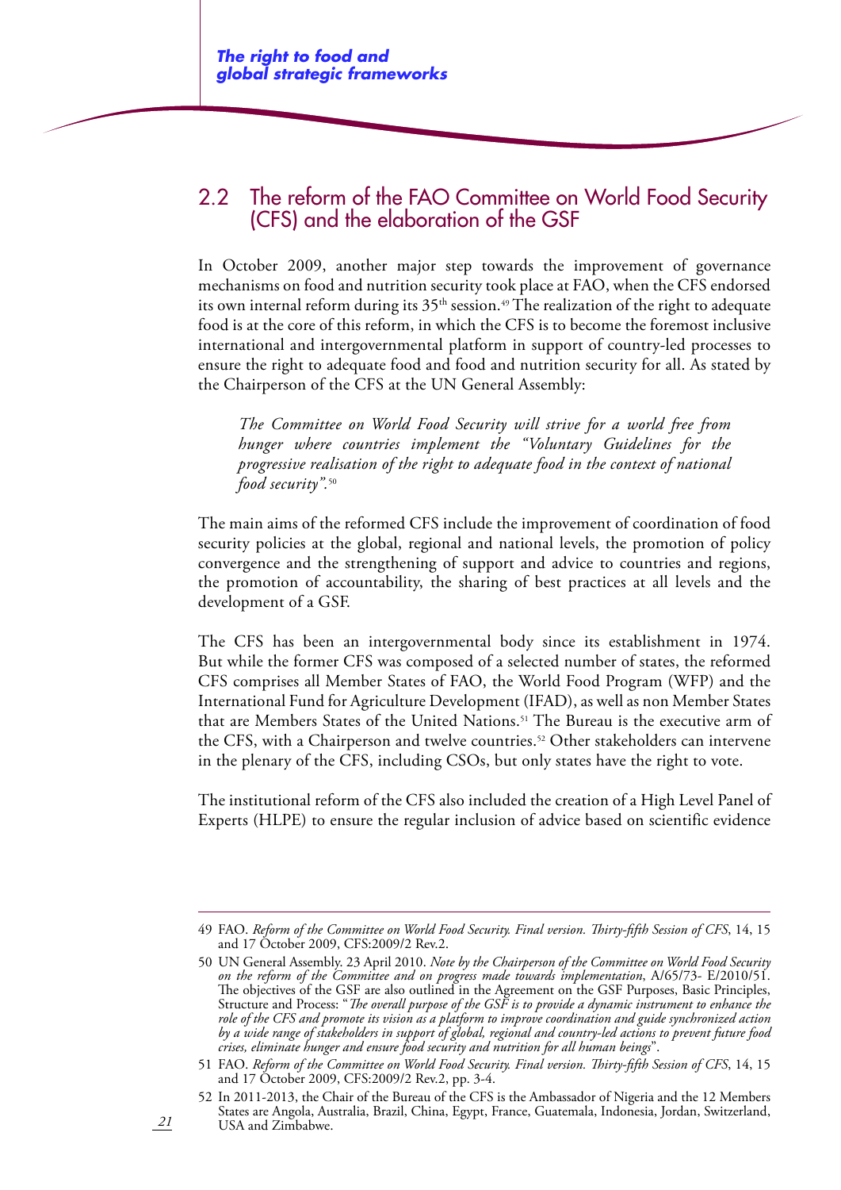## 2.2 The reform of the FAO Committee on World Food Security (CFS) and the elaboration of the GSF

In October 2009, another major step towards the improvement of governance mechanisms on food and nutrition security took place at FAO, when the CFS endorsed its own internal reform during its 35th session.[49] The realization of the right to adequate food is at the core of this reform, in which the CFS is to become the foremost inclusive international and intergovernmental platform in support of country-led processes to ensure the right to adequate food and food and nutrition security for all. As stated by the Chairperson of the CFS at the UN General Assembly:

> *The Committee on World Food Security will strive for a world free from hunger where countries implement the "Voluntary Guidelines for the progressive realisation of the right to adequate food in the context of national food security".*[50]

The main aims of the reformed CFS include the improvement of coordination of food security policies at the global, regional and national levels, the promotion of policy convergence and the strengthening of support and advice to countries and regions, the promotion of accountability, the sharing of best practices at all levels and the development of a GSF.

The CFS has been an intergovernmental body since its establishment in 1974. But while the former CFS was composed of a selected number of states, the reformed CFS comprises all Member States of FAO, the World Food Program (WFP) and the International Fund for Agriculture Development (IFAD), as well as non Member States that are Members States of the United Nations.[51] The Bureau is the executive arm of the CFS, with a Chairperson and twelve countries.[52] Other stakeholders can intervene in the plenary of the CFS, including CSOs, but only states have the right to vote.

The institutional reform of the CFS also included the creation of a High Level Panel of Experts (HLPE) to ensure the regular inclusion of advice based on scientific evidence

---

49 FAO. *Reform of the Committee on World Food Security. Final version. Thirty-fifth Session of CFS*, 14, 15 and 17 October 2009, CFS:2009/2 Rev.2.

50 UN General Assembly. 23 April 2010. *Note by the Chairperson of the Committee on World Food Security on the reform of the Committee and on progress made towards implementation*, A/65/73- E/2010/51. The objectives of the GSF are also outlined in the Agreement on the GSF Purposes, Basic Principles, Structure and Process: "*The overall purpose of the GSF is to provide a dynamic instrument to enhance the role of the CFS and promote its vision as a platform to improve coordination and guide synchronized action by a wide range of stakeholders in support of global, regional and country-led actions to prevent future food crises, eliminate hunger and ensure food security and nutrition for all human beings*".

51 FAO. *Reform of the Committee on World Food Security. Final version. Thirty-fifth Session of CFS*, 14, 15 and 17 October 2009, CFS:2009/2 Rev.2, pp. 3-4.

52 In 2011-2013, the Chair of the Bureau of the CFS is the Ambassador of Nigeria and the 12 Members States are Angola, Australia, Brazil, China, Egypt, France, Guatemala, Indonesia, Jordan, Switzerland, USA and Zimbabwe.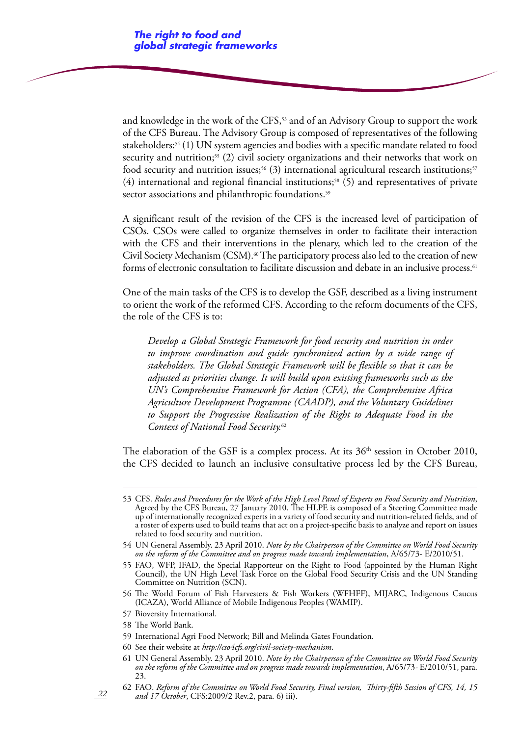and knowledge in the work of the CFS,[53] and of an Advisory Group to support the work of the CFS Bureau. The Advisory Group is composed of representatives of the following stakeholders:[54] (1) UN system agencies and bodies with a specific mandate related to food security and nutrition;[55] (2) civil society organizations and their networks that work on food security and nutrition issues;[56] (3) international agricultural research institutions;[57] (4) international and regional financial institutions;[58] (5) and representatives of private sector associations and philanthropic foundations.[59]

A significant result of the revision of the CFS is the increased level of participation of CSOs. CSOs were called to organize themselves in order to facilitate their interaction with the CFS and their interventions in the plenary, which led to the creation of the Civil Society Mechanism (CSM).[60] The participatory process also led to the creation of new forms of electronic consultation to facilitate discussion and debate in an inclusive process.[61]

One of the main tasks of the CFS is to develop the GSF, described as a living instrument to orient the work of the reformed CFS. According to the reform documents of the CFS, the role of the CFS is to:

> *Develop a Global Strategic Framework for food security and nutrition in order to improve coordination and guide synchronized action by a wide range of stakeholders. The Global Strategic Framework will be flexible so that it can be adjusted as priorities change. It will build upon existing frameworks such as the UN's Comprehensive Framework for Action (CFA), the Comprehensive Africa Agriculture Development Programme (CAADP), and the Voluntary Guidelines to Support the Progressive Realization of the Right to Adequate Food in the Context of National Food Security.*[62]

The elaboration of the GSF is a complex process. At its 36th session in October 2010, the CFS decided to launch an inclusive consultative process led by the CFS Bureau,

---

53 CFS. *Rules and Procedures for the Work of the High Level Panel of Experts on Food Security and Nutrition*, Agreed by the CFS Bureau, 27 January 2010. The HLPE is composed of a Steering Committee made up of internationally recognized experts in a variety of food security and nutrition-related fields, and of a roster of experts used to build teams that act on a project-specific basis to analyze and report on issues related to food security and nutrition.

54 UN General Assembly. 23 April 2010. *Note by the Chairperson of the Committee on World Food Security on the reform of the Committee and on progress made towards implementation*, A/65/73- E/2010/51.

55 FAO, WFP, IFAD, the Special Rapporteur on the Right to Food (appointed by the Human Right Council), the UN High Level Task Force on the Global Food Security Crisis and the UN Standing Committee on Nutrition (SCN).

56 The World Forum of Fish Harvesters & Fish Workers (WFHFF), MIJARC, Indigenous Caucus (ICAZA), World Alliance of Mobile Indigenous Peoples (WAMIP).

57 Bioversity International.

58 The World Bank.

59 International Agri Food Network; Bill and Melinda Gates Foundation.

60 See their website at *http://cso4cfs.org/civil-society-mechanism*.

61 UN General Assembly. 23 April 2010. *Note by the Chairperson of the Committee on World Food Security on the reform of the Committee and on progress made towards implementation*, A/65/73- E/2010/51, para. 23.

62 FAO. *Reform of the Committee on World Food Security, Final version, Thirty-fifth Session of CFS, 14, 15 and 17 October*, CFS:2009/2 Rev.2, para. 6) iii).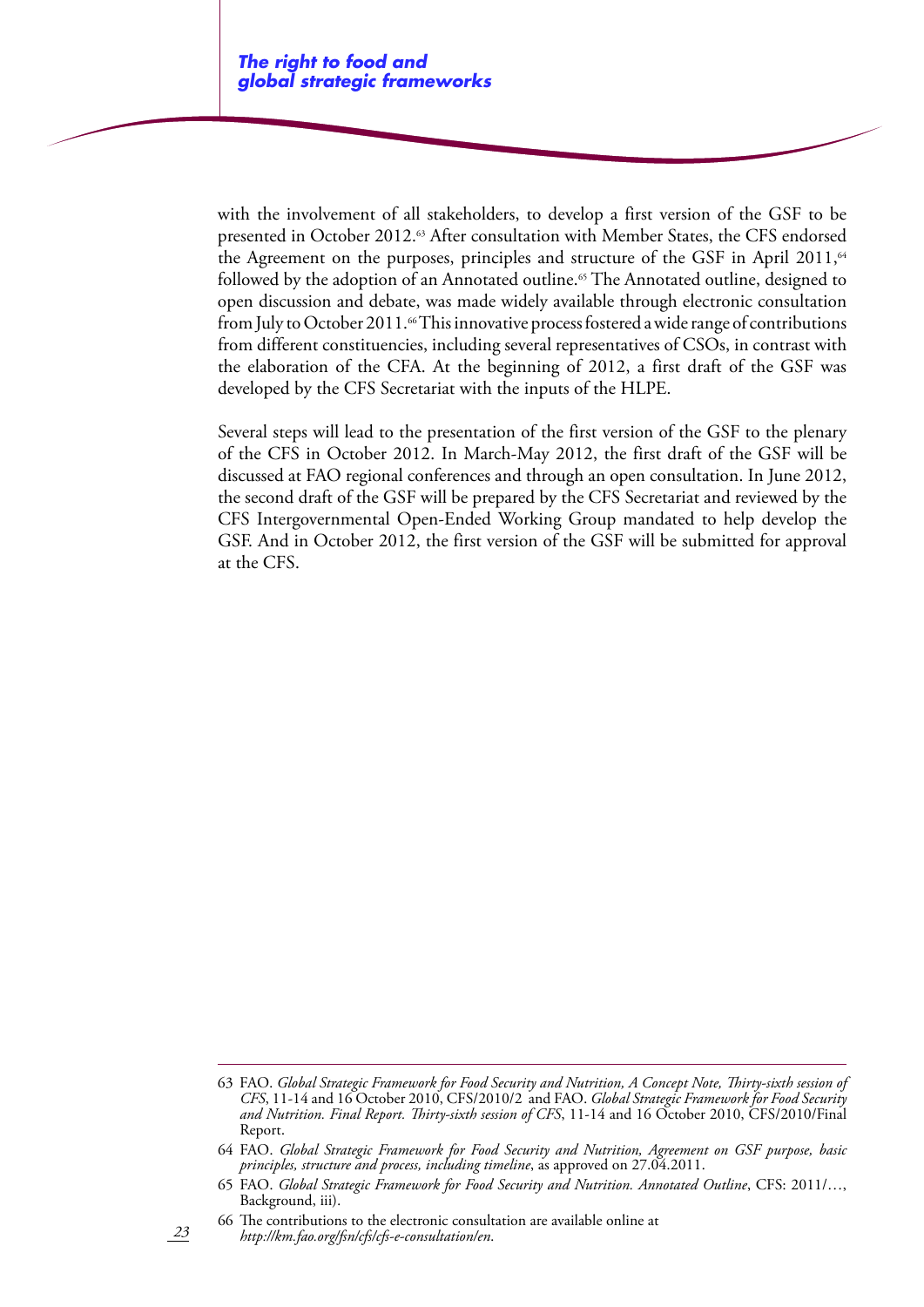with the involvement of all stakeholders, to develop a first version of the GSF to be presented in October 2012.[63] After consultation with Member States, the CFS endorsed the Agreement on the purposes, principles and structure of the GSF in April 2011,[64] followed by the adoption of an Annotated outline.[65] The Annotated outline, designed to open discussion and debate, was made widely available through electronic consultation from July to October 2011.[66] This innovative process fostered a wide range of contributions from different constituencies, including several representatives of CSOs, in contrast with the elaboration of the CFA. At the beginning of 2012, a first draft of the GSF was developed by the CFS Secretariat with the inputs of the HLPE.

Several steps will lead to the presentation of the first version of the GSF to the plenary of the CFS in October 2012. In March-May 2012, the first draft of the GSF will be discussed at FAO regional conferences and through an open consultation. In June 2012, the second draft of the GSF will be prepared by the CFS Secretariat and reviewed by the CFS Intergovernmental Open-Ended Working Group mandated to help develop the GSF. And in October 2012, the first version of the GSF will be submitted for approval at the CFS.

---

63 FAO. *Global Strategic Framework for Food Security and Nutrition, A Concept Note, Thirty-sixth session of CFS*, 11-14 and 16 October 2010, CFS/2010/2 and FAO. *Global Strategic Framework for Food Security and Nutrition. Final Report. Thirty-sixth session of CFS*, 11-14 and 16 October 2010, CFS/2010/Final Report.

64 FAO. *Global Strategic Framework for Food Security and Nutrition, Agreement on GSF purpose, basic principles, structure and process, including timeline*, as approved on 27.04.2011.

65 FAO. *Global Strategic Framework for Food Security and Nutrition. Annotated Outline*, CFS: 2011/…, Background, iii).

66 The contributions to the electronic consultation are available online at *http://km.fao.org/fsn/cfs/cfs-e-consultation/en*.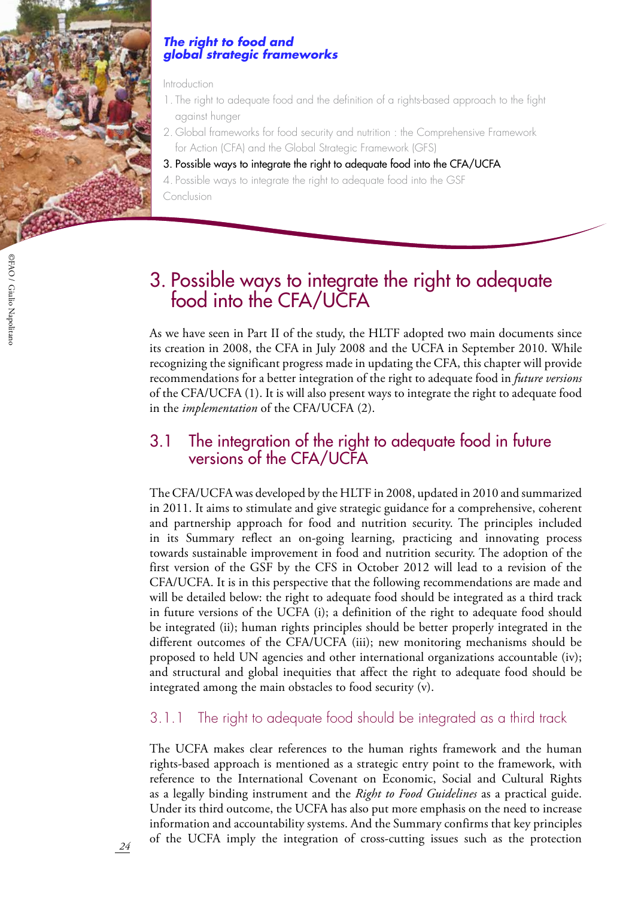*The right to food and global strategic frameworks*

Introduction

1. The right to adequate food and the definition of a rights-based approach to the fight against hunger
2. Global frameworks for food security and nutrition : the Comprehensive Framework for Action (CFA) and the Global Strategic Framework (GFS)
3. Possible ways to integrate the right to adequate food into the CFA/UCFA
4. Possible ways to integrate the right to adequate food into the GSF

Conclusion

©FAO / Giulio Napolitano

# 3. Possible ways to integrate the right to adequate food into the CFA/UCFA

As we have seen in Part II of the study, the HLTF adopted two main documents since its creation in 2008, the CFA in July 2008 and the UCFA in September 2010. While recognizing the significant progress made in updating the CFA, this chapter will provide recommendations for a better integration of the right to adequate food in *future versions* of the CFA/UCFA (1). It is will also present ways to integrate the right to adequate food in the *implementation* of the CFA/UCFA (2).

## 3.1 The integration of the right to adequate food in future versions of the CFA/UCFA

The CFA/UCFA was developed by the HLTF in 2008, updated in 2010 and summarized in 2011. It aims to stimulate and give strategic guidance for a comprehensive, coherent and partnership approach for food and nutrition security. The principles included in its Summary reflect an on-going learning, practicing and innovating process towards sustainable improvement in food and nutrition security. The adoption of the first version of the GSF by the CFS in October 2012 will lead to a revision of the CFA/UCFA. It is in this perspective that the following recommendations are made and will be detailed below: the right to adequate food should be integrated as a third track in future versions of the UCFA (i); a definition of the right to adequate food should be integrated (ii); human rights principles should be better properly integrated in the different outcomes of the CFA/UCFA (iii); new monitoring mechanisms should be proposed to held UN agencies and other international organizations accountable (iv); and structural and global inequities that affect the right to adequate food should be integrated among the main obstacles to food security (v).

### 3.1.1 The right to adequate food should be integrated as a third track

The UCFA makes clear references to the human rights framework and the human rights-based approach is mentioned as a strategic entry point to the framework, with reference to the International Covenant on Economic, Social and Cultural Rights as a legally binding instrument and the *Right to Food Guidelines* as a practical guide. Under its third outcome, the UCFA has also put more emphasis on the need to increase information and accountability systems. And the Summary confirms that key principles of the UCFA imply the integration of cross-cutting issues such as the protection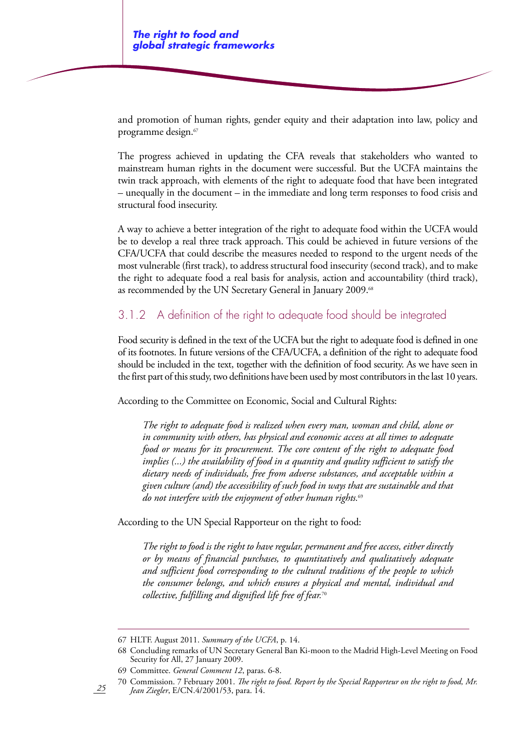and promotion of human rights, gender equity and their adaptation into law, policy and programme design.[67]

The progress achieved in updating the CFA reveals that stakeholders who wanted to mainstream human rights in the document were successful. But the UCFA maintains the twin track approach, with elements of the right to adequate food that have been integrated – unequally in the document – in the immediate and long term responses to food crisis and structural food insecurity.

A way to achieve a better integration of the right to adequate food within the UCFA would be to develop a real three track approach. This could be achieved in future versions of the CFA/UCFA that could describe the measures needed to respond to the urgent needs of the most vulnerable (first track), to address structural food insecurity (second track), and to make the right to adequate food a real basis for analysis, action and accountability (third track), as recommended by the UN Secretary General in January 2009.[68]

### 3.1.2 A definition of the right to adequate food should be integrated

Food security is defined in the text of the UCFA but the right to adequate food is defined in one of its footnotes. In future versions of the CFA/UCFA, a definition of the right to adequate food should be included in the text, together with the definition of food security. As we have seen in the first part of this study, two definitions have been used by most contributors in the last 10 years.

According to the Committee on Economic, Social and Cultural Rights:

> *The right to adequate food is realized when every man, woman and child, alone or in community with others, has physical and economic access at all times to adequate food or means for its procurement. The core content of the right to adequate food implies (...) the availability of food in a quantity and quality sufficient to satisfy the dietary needs of individuals, free from adverse substances, and acceptable within a given culture (and) the accessibility of such food in ways that are sustainable and that do not interfere with the enjoyment of other human rights.*[69]

According to the UN Special Rapporteur on the right to food:

> *The right to food is the right to have regular, permanent and free access, either directly or by means of financial purchases, to quantitatively and qualitatively adequate and sufficient food corresponding to the cultural traditions of the people to which the consumer belongs, and which ensures a physical and mental, individual and collective, fulfilling and dignified life free of fear.*[70]

---

67 HLTF. August 2011. *Summary of the UCFA*, p. 14.

68 Concluding remarks of UN Secretary General Ban Ki-moon to the Madrid High-Level Meeting on Food Security for All, 27 January 2009.

69 Committee. *General Comment 12*, paras. 6-8.

70 Commission. 7 February 2001. *The right to food. Report by the Special Rapporteur on the right to food, Mr. Jean Ziegler*, E/CN.4/2001/53, para. 14.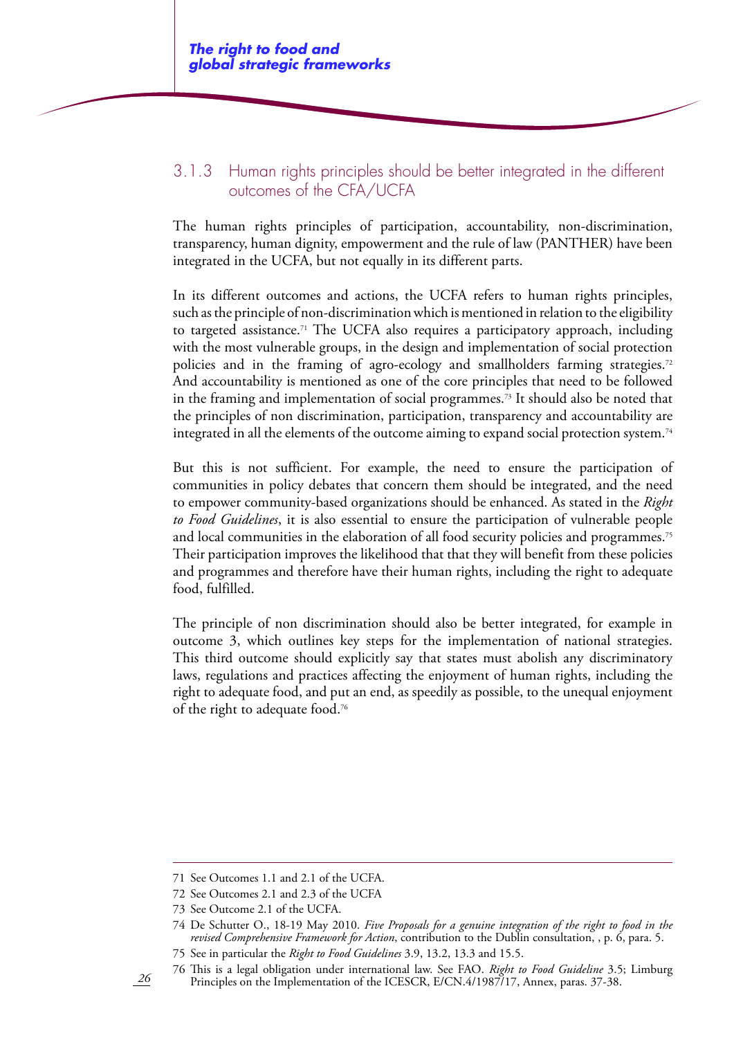### 3.1.3 Human rights principles should be better integrated in the different outcomes of the CFA/UCFA

The human rights principles of participation, accountability, non-discrimination, transparency, human dignity, empowerment and the rule of law (PANTHER) have been integrated in the UCFA, but not equally in its different parts.

In its different outcomes and actions, the UCFA refers to human rights principles, such as the principle of non-discrimination which is mentioned in relation to the eligibility to targeted assistance.[71] The UCFA also requires a participatory approach, including with the most vulnerable groups, in the design and implementation of social protection policies and in the framing of agro-ecology and smallholders farming strategies.[72] And accountability is mentioned as one of the core principles that need to be followed in the framing and implementation of social programmes.[73] It should also be noted that the principles of non discrimination, participation, transparency and accountability are integrated in all the elements of the outcome aiming to expand social protection system.[74]

But this is not sufficient. For example, the need to ensure the participation of communities in policy debates that concern them should be integrated, and the need to empower community-based organizations should be enhanced. As stated in the *Right to Food Guidelines*, it is also essential to ensure the participation of vulnerable people and local communities in the elaboration of all food security policies and programmes.[75] Their participation improves the likelihood that that they will benefit from these policies and programmes and therefore have their human rights, including the right to adequate food, fulfilled.

The principle of non discrimination should also be better integrated, for example in outcome 3, which outlines key steps for the implementation of national strategies. This third outcome should explicitly say that states must abolish any discriminatory laws, regulations and practices affecting the enjoyment of human rights, including the right to adequate food, and put an end, as speedily as possible, to the unequal enjoyment of the right to adequate food.[76]

---

71 See Outcomes 1.1 and 2.1 of the UCFA.

72 See Outcomes 2.1 and 2.3 of the UCFA

73 See Outcome 2.1 of the UCFA.

74 De Schutter O., 18-19 May 2010. *Five Proposals for a genuine integration of the right to food in the revised Comprehensive Framework for Action*, contribution to the Dublin consultation, , p. 6, para. 5.

75 See in particular the *Right to Food Guidelines* 3.9, 13.2, 13.3 and 15.5.

76 This is a legal obligation under international law. See FAO. *Right to Food Guideline* 3.5; Limburg Principles on the Implementation of the ICESCR, E/CN.4/1987/17, Annex, paras. 37-38.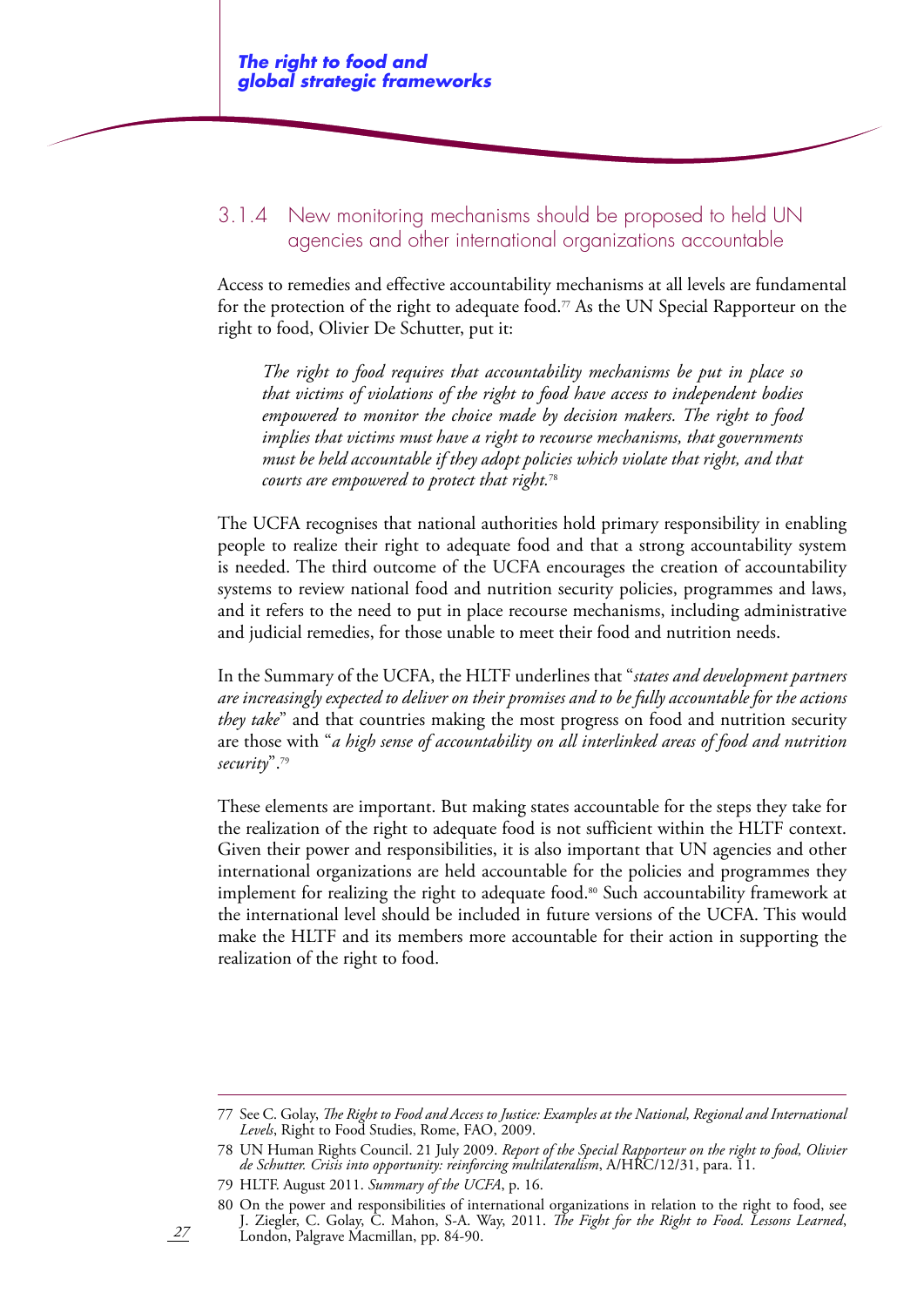### 3.1.4 New monitoring mechanisms should be proposed to held UN agencies and other international organizations accountable

Access to remedies and effective accountability mechanisms at all levels are fundamental for the protection of the right to adequate food.[77] As the UN Special Rapporteur on the right to food, Olivier De Schutter, put it:

> *The right to food requires that accountability mechanisms be put in place so that victims of violations of the right to food have access to independent bodies empowered to monitor the choice made by decision makers. The right to food implies that victims must have a right to recourse mechanisms, that governments must be held accountable if they adopt policies which violate that right, and that courts are empowered to protect that right.*[78]

The UCFA recognises that national authorities hold primary responsibility in enabling people to realize their right to adequate food and that a strong accountability system is needed. The third outcome of the UCFA encourages the creation of accountability systems to review national food and nutrition security policies, programmes and laws, and it refers to the need to put in place recourse mechanisms, including administrative and judicial remedies, for those unable to meet their food and nutrition needs.

In the Summary of the UCFA, the HLTF underlines that "*states and development partners are increasingly expected to deliver on their promises and to be fully accountable for the actions they take*" and that countries making the most progress on food and nutrition security are those with "*a high sense of accountability on all interlinked areas of food and nutrition security*".[79]

These elements are important. But making states accountable for the steps they take for the realization of the right to adequate food is not sufficient within the HLTF context. Given their power and responsibilities, it is also important that UN agencies and other international organizations are held accountable for the policies and programmes they implement for realizing the right to adequate food.[80] Such accountability framework at the international level should be included in future versions of the UCFA. This would make the HLTF and its members more accountable for their action in supporting the realization of the right to food.

---

77 See C. Golay, *The Right to Food and Access to Justice: Examples at the National, Regional and International Levels*, Right to Food Studies, Rome, FAO, 2009.

78 UN Human Rights Council. 21 July 2009. *Report of the Special Rapporteur on the right to food, Olivier de Schutter. Crisis into opportunity: reinforcing multilateralism*, A/HRC/12/31, para. 11.

79 HLTF. August 2011. *Summary of the UCFA*, p. 16.

80 On the power and responsibilities of international organizations in relation to the right to food, see J. Ziegler, C. Golay, C. Mahon, S-A. Way, 2011. *The Fight for the Right to Food. Lessons Learned*, London, Palgrave Macmillan, pp. 84-90.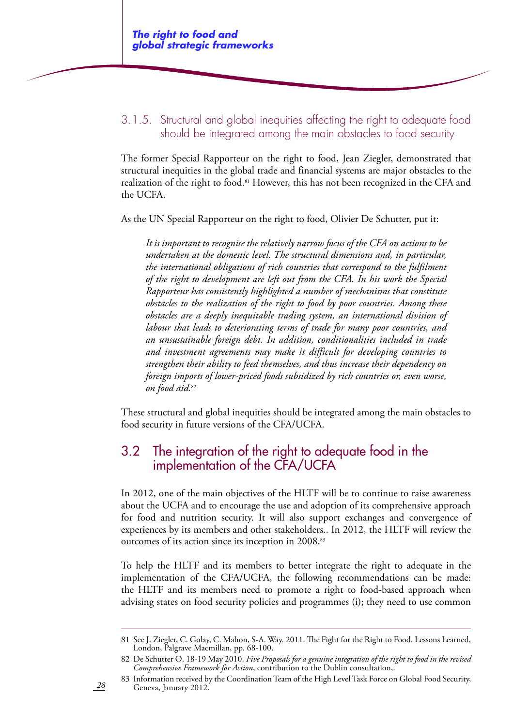### 3.1.5. Structural and global inequities affecting the right to adequate food should be integrated among the main obstacles to food security

The former Special Rapporteur on the right to food, Jean Ziegler, demonstrated that structural inequities in the global trade and financial systems are major obstacles to the realization of the right to food.[81] However, this has not been recognized in the CFA and the UCFA.

As the UN Special Rapporteur on the right to food, Olivier De Schutter, put it:

> *It is important to recognise the relatively narrow focus of the CFA on actions to be undertaken at the domestic level. The structural dimensions and, in particular, the international obligations of rich countries that correspond to the fulfilment of the right to development are left out from the CFA. In his work the Special Rapporteur has consistently highlighted a number of mechanisms that constitute obstacles to the realization of the right to food by poor countries. Among these obstacles are a deeply inequitable trading system, an international division of labour that leads to deteriorating terms of trade for many poor countries, and an unsustainable foreign debt. In addition, conditionalities included in trade and investment agreements may make it difficult for developing countries to strengthen their ability to feed themselves, and thus increase their dependency on foreign imports of lower-priced foods subsidized by rich countries or, even worse, on food aid.*[82]

These structural and global inequities should be integrated among the main obstacles to food security in future versions of the CFA/UCFA.

## 3.2 The integration of the right to adequate food in the implementation of the CFA/UCFA

In 2012, one of the main objectives of the HLTF will be to continue to raise awareness about the UCFA and to encourage the use and adoption of its comprehensive approach for food and nutrition security. It will also support exchanges and convergence of experiences by its members and other stakeholders.. In 2012, the HLTF will review the outcomes of its action since its inception in 2008.[83]

To help the HLTF and its members to better integrate the right to adequate in the implementation of the CFA/UCFA, the following recommendations can be made: the HLTF and its members need to promote a right to food-based approach when advising states on food security policies and programmes (i); they need to use common

---

81 See J. Ziegler, C. Golay, C. Mahon, S-A. Way. 2011. The Fight for the Right to Food. Lessons Learned, London, Palgrave Macmillan, pp. 68-100.

82 De Schutter O. 18-19 May 2010. *Five Proposals for a genuine integration of the right to food in the revised Comprehensive Framework for Action*, contribution to the Dublin consultation,.

83 Information received by the Coordination Team of the High Level Task Force on Global Food Security, Geneva, January 2012.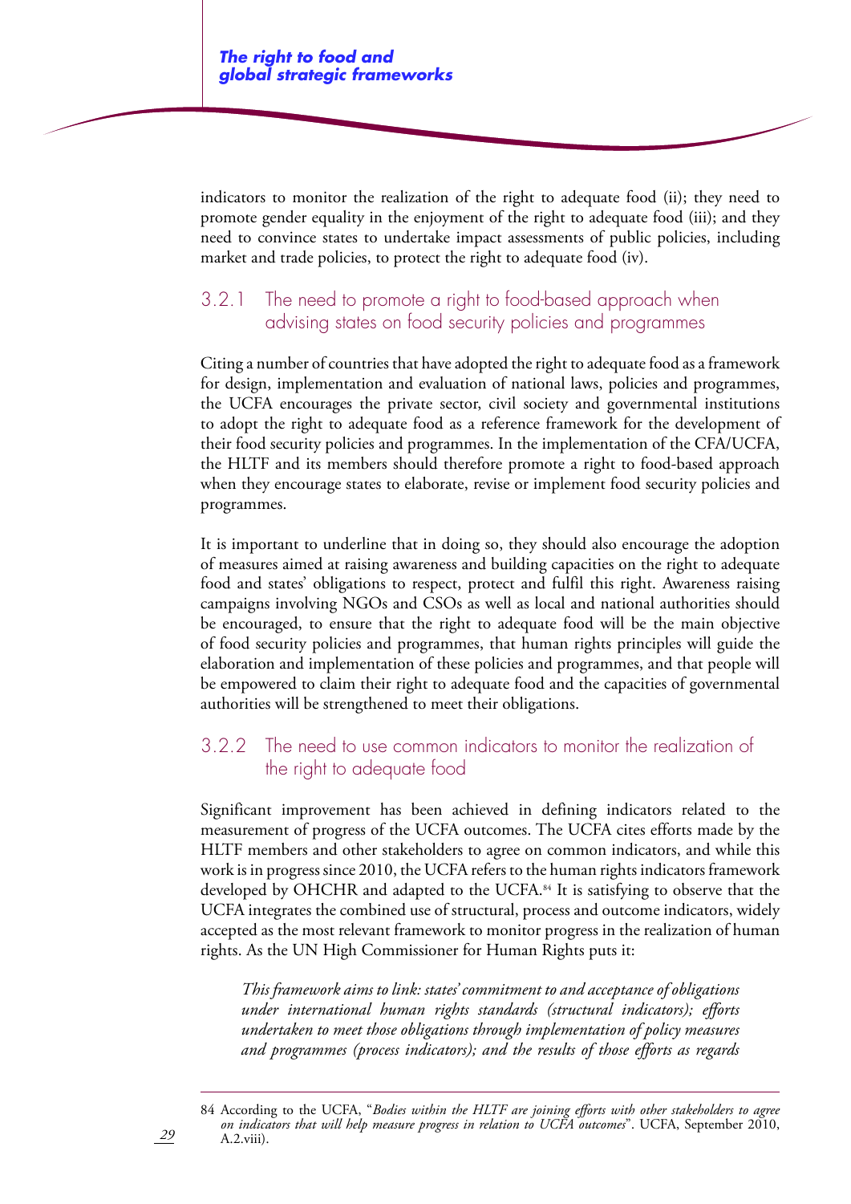indicators to monitor the realization of the right to adequate food (ii); they need to promote gender equality in the enjoyment of the right to adequate food (iii); and they need to convince states to undertake impact assessments of public policies, including market and trade policies, to protect the right to adequate food (iv).

### 3.2.1 The need to promote a right to food-based approach when advising states on food security policies and programmes

Citing a number of countries that have adopted the right to adequate food as a framework for design, implementation and evaluation of national laws, policies and programmes, the UCFA encourages the private sector, civil society and governmental institutions to adopt the right to adequate food as a reference framework for the development of their food security policies and programmes. In the implementation of the CFA/UCFA, the HLTF and its members should therefore promote a right to food-based approach when they encourage states to elaborate, revise or implement food security policies and programmes.

It is important to underline that in doing so, they should also encourage the adoption of measures aimed at raising awareness and building capacities on the right to adequate food and states' obligations to respect, protect and fulfil this right. Awareness raising campaigns involving NGOs and CSOs as well as local and national authorities should be encouraged, to ensure that the right to adequate food will be the main objective of food security policies and programmes, that human rights principles will guide the elaboration and implementation of these policies and programmes, and that people will be empowered to claim their right to adequate food and the capacities of governmental authorities will be strengthened to meet their obligations.

### 3.2.2 The need to use common indicators to monitor the realization of the right to adequate food

Significant improvement has been achieved in defining indicators related to the measurement of progress of the UCFA outcomes. The UCFA cites efforts made by the HLTF members and other stakeholders to agree on common indicators, and while this work is in progress since 2010, the UCFA refers to the human rights indicators framework developed by OHCHR and adapted to the UCFA.[84] It is satisfying to observe that the UCFA integrates the combined use of structural, process and outcome indicators, widely accepted as the most relevant framework to monitor progress in the realization of human rights. As the UN High Commissioner for Human Rights puts it:

> *This framework aims to link: states' commitment to and acceptance of obligations under international human rights standards (structural indicators); efforts undertaken to meet those obligations through implementation of policy measures and programmes (process indicators); and the results of those efforts as regards*

---

84 According to the UCFA, "*Bodies within the HLTF are joining efforts with other stakeholders to agree on indicators that will help measure progress in relation to UCFA outcomes*". UCFA, September 2010, A.2.viii).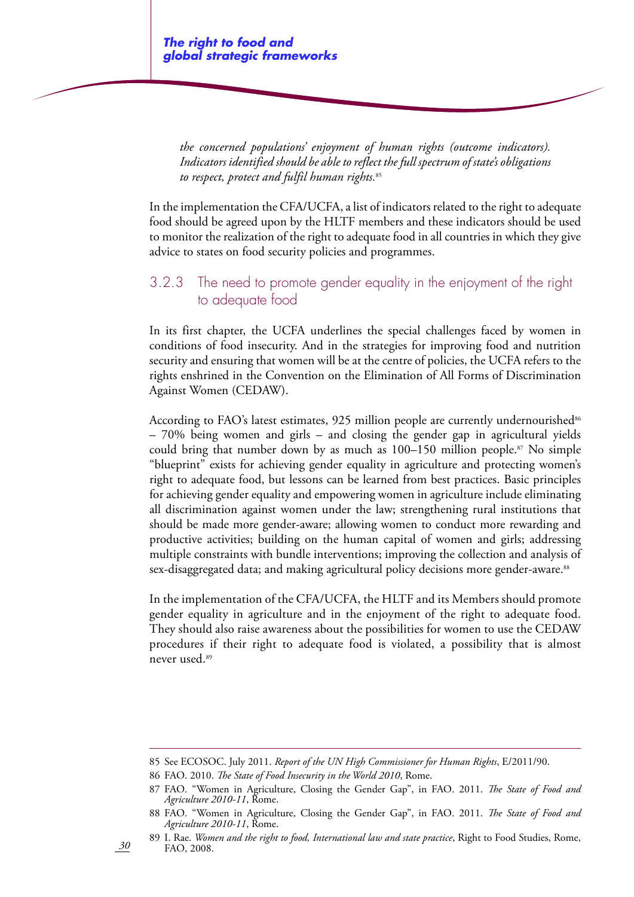*the concerned populations' enjoyment of human rights (outcome indicators). Indicators identified should be able to reflect the full spectrum of state's obligations to respect, protect and fulfil human rights.*[85]

In the implementation the CFA/UCFA, a list of indicators related to the right to adequate food should be agreed upon by the HLTF members and these indicators should be used to monitor the realization of the right to adequate food in all countries in which they give advice to states on food security policies and programmes.

### 3.2.3 The need to promote gender equality in the enjoyment of the right to adequate food

In its first chapter, the UCFA underlines the special challenges faced by women in conditions of food insecurity. And in the strategies for improving food and nutrition security and ensuring that women will be at the centre of policies, the UCFA refers to the rights enshrined in the Convention on the Elimination of All Forms of Discrimination Against Women (CEDAW).

According to FAO's latest estimates, 925 million people are currently undernourished[86] – 70% being women and girls – and closing the gender gap in agricultural yields could bring that number down by as much as 100–150 million people.[87] No simple "blueprint" exists for achieving gender equality in agriculture and protecting women's right to adequate food, but lessons can be learned from best practices. Basic principles for achieving gender equality and empowering women in agriculture include eliminating all discrimination against women under the law; strengthening rural institutions that should be made more gender-aware; allowing women to conduct more rewarding and productive activities; building on the human capital of women and girls; addressing multiple constraints with bundle interventions; improving the collection and analysis of sex-disaggregated data; and making agricultural policy decisions more gender-aware.[88]

In the implementation of the CFA/UCFA, the HLTF and its Members should promote gender equality in agriculture and in the enjoyment of the right to adequate food. They should also raise awareness about the possibilities for women to use the CEDAW procedures if their right to adequate food is violated, a possibility that is almost never used.[89]

---

85 See ECOSOC. July 2011. *Report of the UN High Commissioner for Human Rights*, E/2011/90.

86 FAO. 2010. *The State of Food Insecurity in the World 2010*, Rome.

87 FAO. "Women in Agriculture, Closing the Gender Gap", in FAO. 2011. *The State of Food and Agriculture 2010-11*, Rome.

88 FAO. "Women in Agriculture, Closing the Gender Gap", in FAO. 2011. *The State of Food and Agriculture 2010-11*, Rome.

89 I. Rae. *Women and the right to food, International law and state practice*, Right to Food Studies, Rome, FAO, 2008.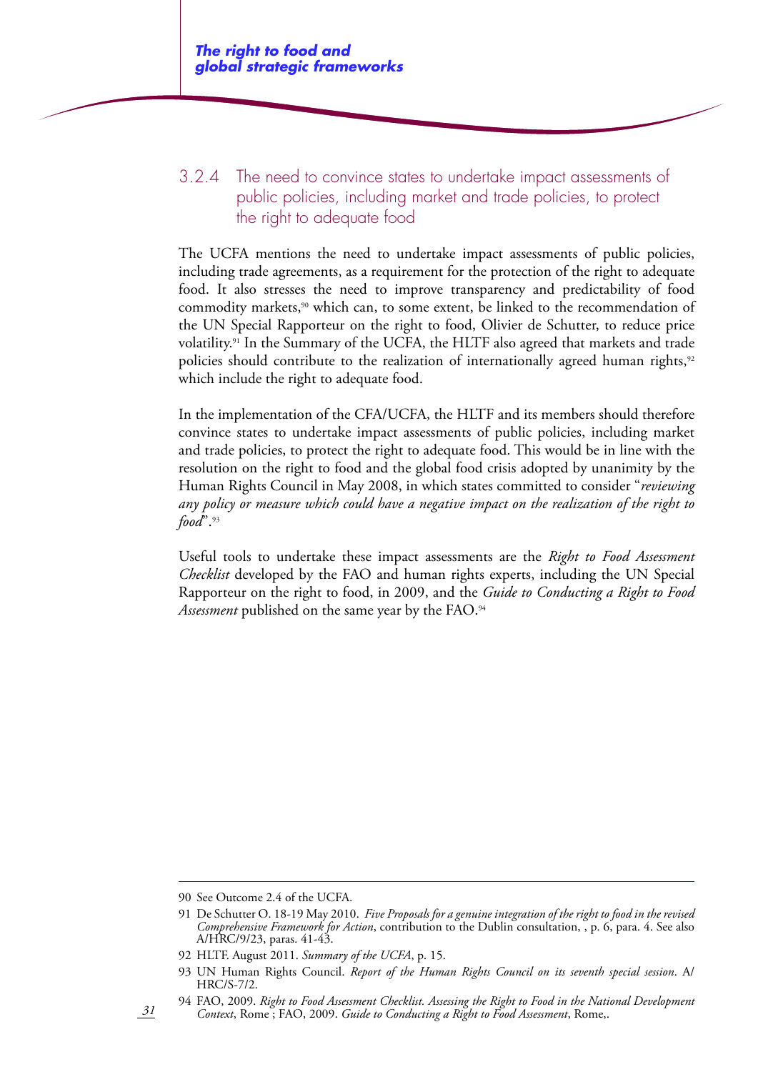### 3.2.4 The need to convince states to undertake impact assessments of public policies, including market and trade policies, to protect the right to adequate food

The UCFA mentions the need to undertake impact assessments of public policies, including trade agreements, as a requirement for the protection of the right to adequate food. It also stresses the need to improve transparency and predictability of food commodity markets,[90] which can, to some extent, be linked to the recommendation of the UN Special Rapporteur on the right to food, Olivier de Schutter, to reduce price volatility.[91] In the Summary of the UCFA, the HLTF also agreed that markets and trade policies should contribute to the realization of internationally agreed human rights,[92] which include the right to adequate food.

In the implementation of the CFA/UCFA, the HLTF and its members should therefore convince states to undertake impact assessments of public policies, including market and trade policies, to protect the right to adequate food. This would be in line with the resolution on the right to food and the global food crisis adopted by unanimity by the Human Rights Council in May 2008, in which states committed to consider "*reviewing any policy or measure which could have a negative impact on the realization of the right to food*".[93]

Useful tools to undertake these impact assessments are the *Right to Food Assessment Checklist* developed by the FAO and human rights experts, including the UN Special Rapporteur on the right to food, in 2009, and the *Guide to Conducting a Right to Food Assessment* published on the same year by the FAO.[94]

---

90 See Outcome 2.4 of the UCFA.

91 De Schutter O. 18-19 May 2010. *Five Proposals for a genuine integration of the right to food in the revised Comprehensive Framework for Action*, contribution to the Dublin consultation, , p. 6, para. 4. See also A/HRC/9/23, paras. 41-43.

92 HLTF. August 2011. *Summary of the UCFA*, p. 15.

93 UN Human Rights Council. *Report of the Human Rights Council on its seventh special session*. A/HRC/S-7/2.

94 FAO, 2009. *Right to Food Assessment Checklist. Assessing the Right to Food in the National Development Context*, Rome ; FAO, 2009. *Guide to Conducting a Right to Food Assessment*, Rome,.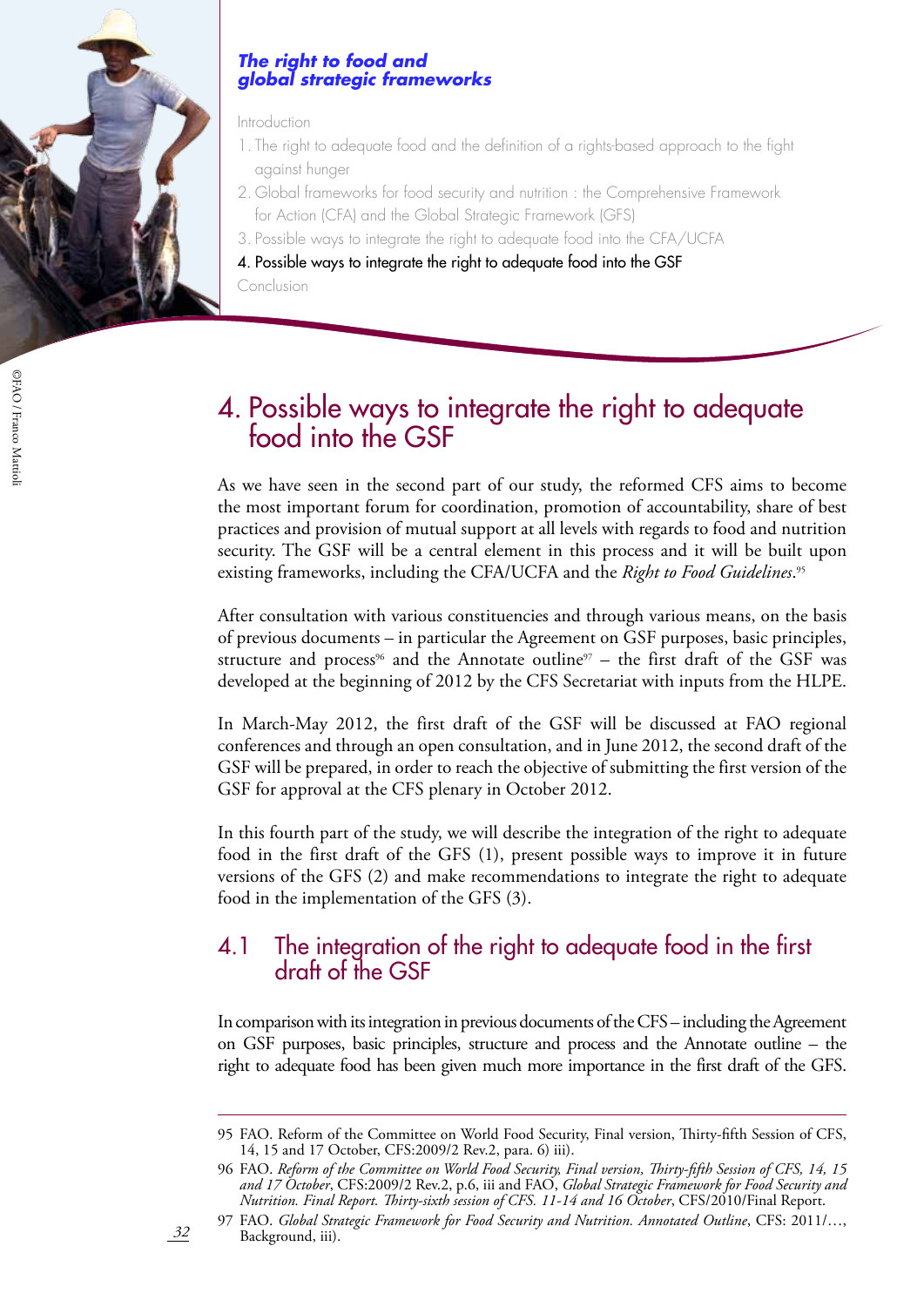*The right to food and global strategic frameworks*

Introduction

1. The right to adequate food and the definition of a rights-based approach to the fight against hunger
2. Global frameworks for food security and nutrition : the Comprehensive Framework for Action (CFA) and the Global Strategic Framework (GFS)
3. Possible ways to integrate the right to adequate food into the CFA/UCFA
4. Possible ways to integrate the right to adequate food into the GSF

Conclusion

©FAO / Franco Mattioli

# 4. Possible ways to integrate the right to adequate food into the GSF

As we have seen in the second part of our study, the reformed CFS aims to become the most important forum for coordination, promotion of accountability, share of best practices and provision of mutual support at all levels with regards to food and nutrition security. The GSF will be a central element in this process and it will be built upon existing frameworks, including the CFA/UCFA and the *Right to Food Guidelines*.[95]

After consultation with various constituencies and through various means, on the basis of previous documents – in particular the Agreement on GSF purposes, basic principles, structure and process[96] and the Annotate outline[97] – the first draft of the GSF was developed at the beginning of 2012 by the CFS Secretariat with inputs from the HLPE.

In March-May 2012, the first draft of the GSF will be discussed at FAO regional conferences and through an open consultation, and in June 2012, the second draft of the GSF will be prepared, in order to reach the objective of submitting the first version of the GSF for approval at the CFS plenary in October 2012.

In this fourth part of the study, we will describe the integration of the right to adequate food in the first draft of the GFS (1), present possible ways to improve it in future versions of the GFS (2) and make recommendations to integrate the right to adequate food in the implementation of the GFS (3).

## 4.1 The integration of the right to adequate food in the first draft of the GSF

In comparison with its integration in previous documents of the CFS – including the Agreement on GSF purposes, basic principles, structure and process and the Annotate outline – the right to adequate food has been given much more importance in the first draft of the GFS.

---

95 FAO. Reform of the Committee on World Food Security, Final version, Thirty-fifth Session of CFS, 14, 15 and 17 October, CFS:2009/2 Rev.2, para. 6) iii).

96 FAO. *Reform of the Committee on World Food Security, Final version, Thirty-fifth Session of CFS, 14, 15 and 17 October*, CFS:2009/2 Rev.2, p.6, iii and FAO, *Global Strategic Framework for Food Security and Nutrition. Final Report. Thirty-sixth session of CFS. 11-14 and 16 October*, CFS/2010/Final Report.

97 FAO. *Global Strategic Framework for Food Security and Nutrition. Annotated Outline*, CFS: 2011/…, Background, iii).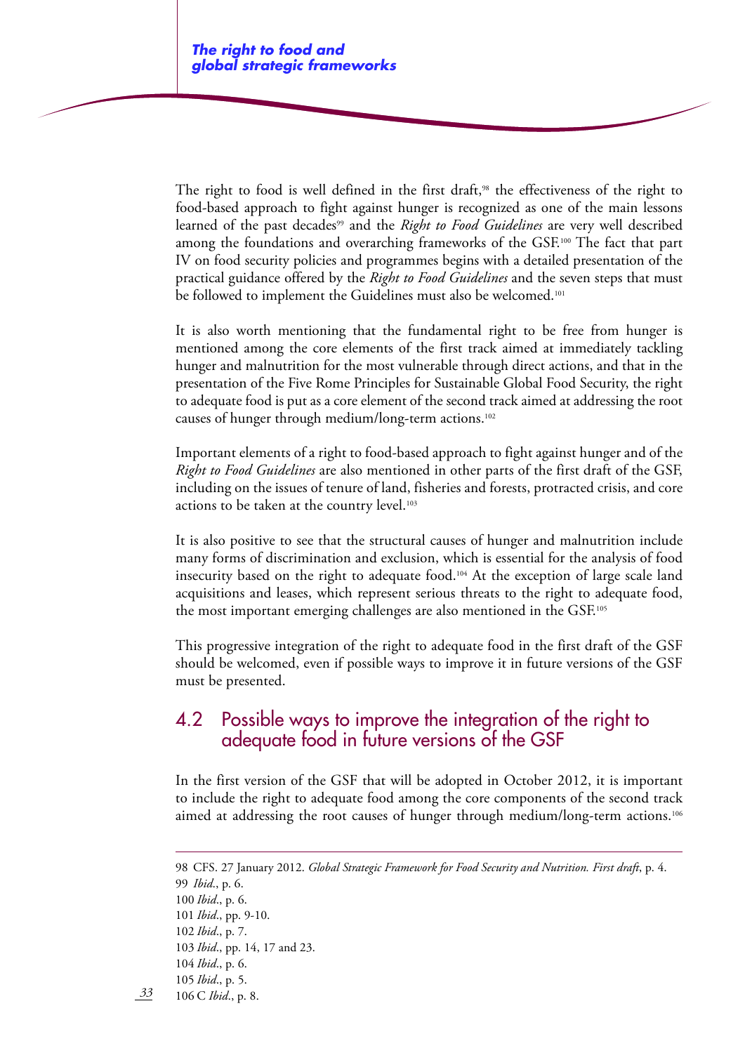The right to food is well defined in the first draft,[98] the effectiveness of the right to food-based approach to fight against hunger is recognized as one of the main lessons learned of the past decades[99] and the *Right to Food Guidelines* are very well described among the foundations and overarching frameworks of the GSF.[100] The fact that part IV on food security policies and programmes begins with a detailed presentation of the practical guidance offered by the *Right to Food Guidelines* and the seven steps that must be followed to implement the Guidelines must also be welcomed.[101]

It is also worth mentioning that the fundamental right to be free from hunger is mentioned among the core elements of the first track aimed at immediately tackling hunger and malnutrition for the most vulnerable through direct actions, and that in the presentation of the Five Rome Principles for Sustainable Global Food Security, the right to adequate food is put as a core element of the second track aimed at addressing the root causes of hunger through medium/long-term actions.[102]

Important elements of a right to food-based approach to fight against hunger and of the *Right to Food Guidelines* are also mentioned in other parts of the first draft of the GSF, including on the issues of tenure of land, fisheries and forests, protracted crisis, and core actions to be taken at the country level.[103]

It is also positive to see that the structural causes of hunger and malnutrition include many forms of discrimination and exclusion, which is essential for the analysis of food insecurity based on the right to adequate food.[104] At the exception of large scale land acquisitions and leases, which represent serious threats to the right to adequate food, the most important emerging challenges are also mentioned in the GSF.[105]

This progressive integration of the right to adequate food in the first draft of the GSF should be welcomed, even if possible ways to improve it in future versions of the GSF must be presented.

## 4.2 Possible ways to improve the integration of the right to adequate food in future versions of the GSF

In the first version of the GSF that will be adopted in October 2012, it is important to include the right to adequate food among the core components of the second track aimed at addressing the root causes of hunger through medium/long-term actions.[106]

---

98 CFS. 27 January 2012. *Global Strategic Framework for Food Security and Nutrition. First draft*, p. 4.
99 *Ibid*., p. 6.
100 *Ibid*., p. 6.
101 *Ibid*., pp. 9-10.
102 *Ibid*., p. 7.
103 *Ibid*., pp. 14, 17 and 23.
104 *Ibid*., p. 6.
105 *Ibid*., p. 5.
106 C *Ibid*., p. 8.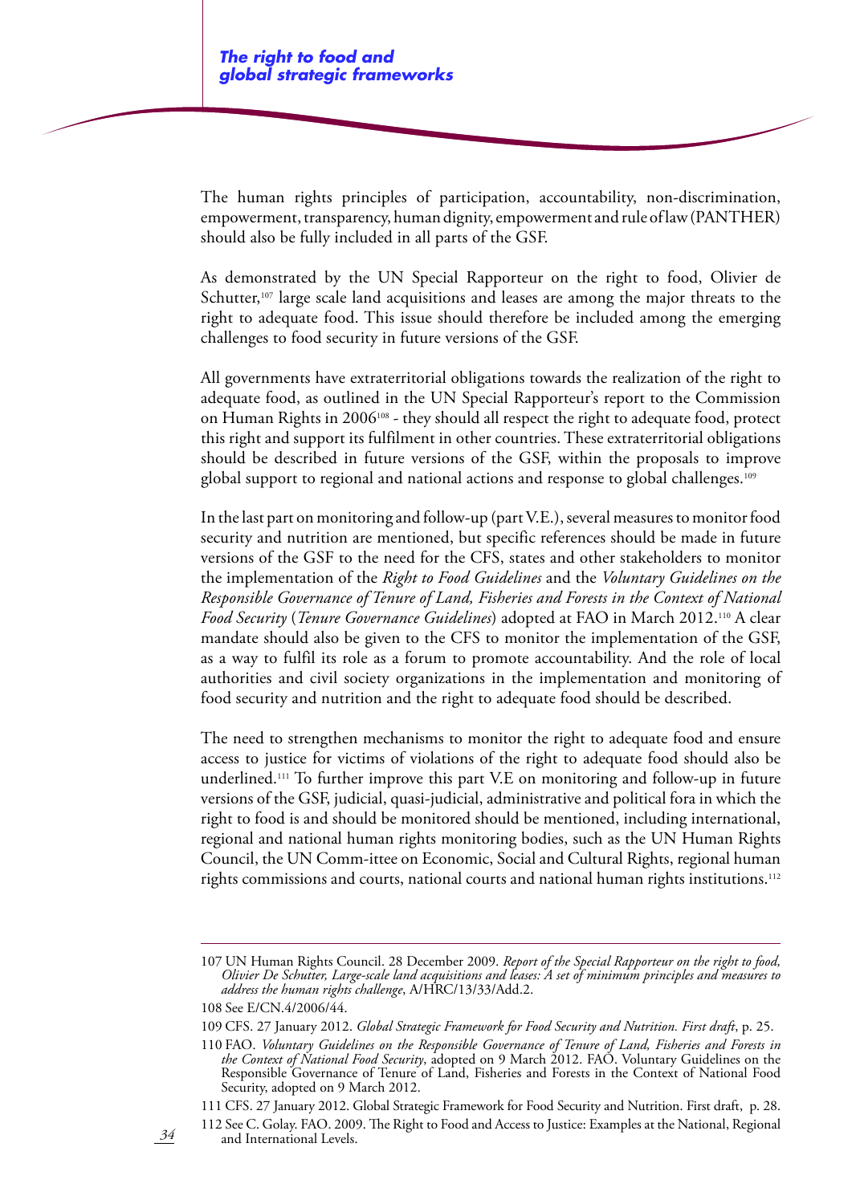The human rights principles of participation, accountability, non-discrimination, empowerment, transparency, human dignity, empowerment and rule of law (PANTHER) should also be fully included in all parts of the GSF.

As demonstrated by the UN Special Rapporteur on the right to food, Olivier de Schutter,[107] large scale land acquisitions and leases are among the major threats to the right to adequate food. This issue should therefore be included among the emerging challenges to food security in future versions of the GSF.

All governments have extraterritorial obligations towards the realization of the right to adequate food, as outlined in the UN Special Rapporteur's report to the Commission on Human Rights in 2006[108] - they should all respect the right to adequate food, protect this right and support its fulfilment in other countries. These extraterritorial obligations should be described in future versions of the GSF, within the proposals to improve global support to regional and national actions and response to global challenges.[109]

In the last part on monitoring and follow-up (part V.E.), several measures to monitor food security and nutrition are mentioned, but specific references should be made in future versions of the GSF to the need for the CFS, states and other stakeholders to monitor the implementation of the *Right to Food Guidelines* and the *Voluntary Guidelines on the Responsible Governance of Tenure of Land, Fisheries and Forests in the Context of National Food Security* (*Tenure Governance Guidelines*) adopted at FAO in March 2012.[110] A clear mandate should also be given to the CFS to monitor the implementation of the GSF, as a way to fulfil its role as a forum to promote accountability. And the role of local authorities and civil society organizations in the implementation and monitoring of food security and nutrition and the right to adequate food should be described.

The need to strengthen mechanisms to monitor the right to adequate food and ensure access to justice for victims of violations of the right to adequate food should also be underlined.[111] To further improve this part V.E on monitoring and follow-up in future versions of the GSF, judicial, quasi-judicial, administrative and political fora in which the right to food is and should be monitored should be mentioned, including international, regional and national human rights monitoring bodies, such as the UN Human Rights Council, the UN Comm-ittee on Economic, Social and Cultural Rights, regional human rights commissions and courts, national courts and national human rights institutions.[112]

---

107 UN Human Rights Council. 28 December 2009. *Report of the Special Rapporteur on the right to food, Olivier De Schutter, Large-scale land acquisitions and leases: A set of minimum principles and measures to address the human rights challenge*, A/HRC/13/33/Add.2.

108 See E/CN.4/2006/44.

109 CFS. 27 January 2012. *Global Strategic Framework for Food Security and Nutrition. First draft*, p. 25.

110 FAO. *Voluntary Guidelines on the Responsible Governance of Tenure of Land, Fisheries and Forests in the Context of National Food Security*, adopted on 9 March 2012. FAO. Voluntary Guidelines on the Responsible Governance of Tenure of Land, Fisheries and Forests in the Context of National Food Security, adopted on 9 March 2012.

111 CFS. 27 January 2012. Global Strategic Framework for Food Security and Nutrition. First draft, p. 28.

112 See C. Golay. FAO. 2009. The Right to Food and Access to Justice: Examples at the National, Regional and International Levels.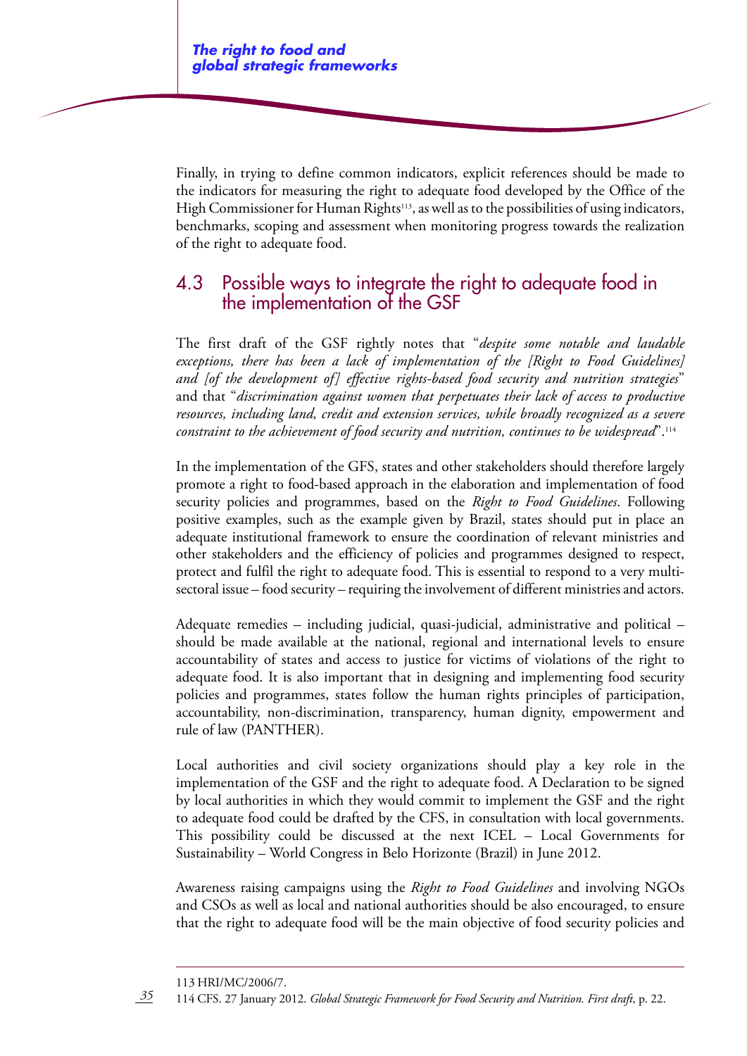Finally, in trying to define common indicators, explicit references should be made to the indicators for measuring the right to adequate food developed by the Office of the High Commissioner for Human Rights[113], as well as to the possibilities of using indicators, benchmarks, scoping and assessment when monitoring progress towards the realization of the right to adequate food.

## 4.3 Possible ways to integrate the right to adequate food in the implementation of the GSF

The first draft of the GSF rightly notes that "*despite some notable and laudable exceptions, there has been a lack of implementation of the [Right to Food Guidelines] and [of the development of] effective rights-based food security and nutrition strategies*" and that "*discrimination against women that perpetuates their lack of access to productive resources, including land, credit and extension services, while broadly recognized as a severe constraint to the achievement of food security and nutrition, continues to be widespread*".[114]

In the implementation of the GFS, states and other stakeholders should therefore largely promote a right to food-based approach in the elaboration and implementation of food security policies and programmes, based on the *Right to Food Guidelines*. Following positive examples, such as the example given by Brazil, states should put in place an adequate institutional framework to ensure the coordination of relevant ministries and other stakeholders and the efficiency of policies and programmes designed to respect, protect and fulfil the right to adequate food. This is essential to respond to a very multi-sectoral issue – food security – requiring the involvement of different ministries and actors.

Adequate remedies – including judicial, quasi-judicial, administrative and political – should be made available at the national, regional and international levels to ensure accountability of states and access to justice for victims of violations of the right to adequate food. It is also important that in designing and implementing food security policies and programmes, states follow the human rights principles of participation, accountability, non-discrimination, transparency, human dignity, empowerment and rule of law (PANTHER).

Local authorities and civil society organizations should play a key role in the implementation of the GSF and the right to adequate food. A Declaration to be signed by local authorities in which they would commit to implement the GSF and the right to adequate food could be drafted by the CFS, in consultation with local governments. This possibility could be discussed at the next ICEL – Local Governments for Sustainability – World Congress in Belo Horizonte (Brazil) in June 2012.

Awareness raising campaigns using the *Right to Food Guidelines* and involving NGOs and CSOs as well as local and national authorities should be also encouraged, to ensure that the right to adequate food will be the main objective of food security policies and

---

113 HRI/MC/2006/7.

114 CFS. 27 January 2012. *Global Strategic Framework for Food Security and Nutrition. First draft*, p. 22.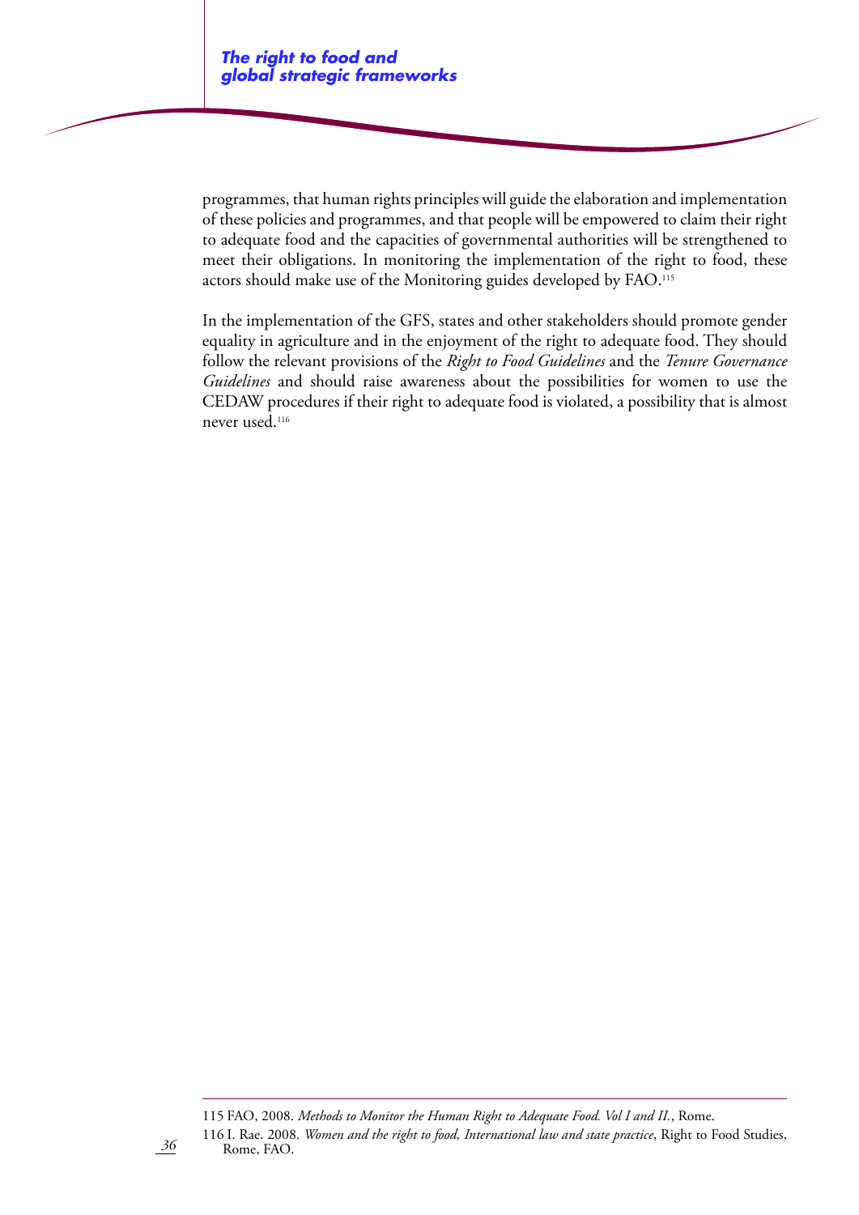programmes, that human rights principles will guide the elaboration and implementation of these policies and programmes, and that people will be empowered to claim their right to adequate food and the capacities of governmental authorities will be strengthened to meet their obligations. In monitoring the implementation of the right to food, these actors should make use of the Monitoring guides developed by FAO.[115]

In the implementation of the GFS, states and other stakeholders should promote gender equality in agriculture and in the enjoyment of the right to adequate food. They should follow the relevant provisions of the *Right to Food Guidelines* and the *Tenure Governance Guidelines* and should raise awareness about the possibilities for women to use the CEDAW procedures if their right to adequate food is violated, a possibility that is almost never used.[116]

---

115 FAO, 2008. *Methods to Monitor the Human Right to Adequate Food. Vol I and II.*, Rome.

116 I. Rae. 2008. *Women and the right to food, International law and state practice*, Right to Food Studies, Rome, FAO.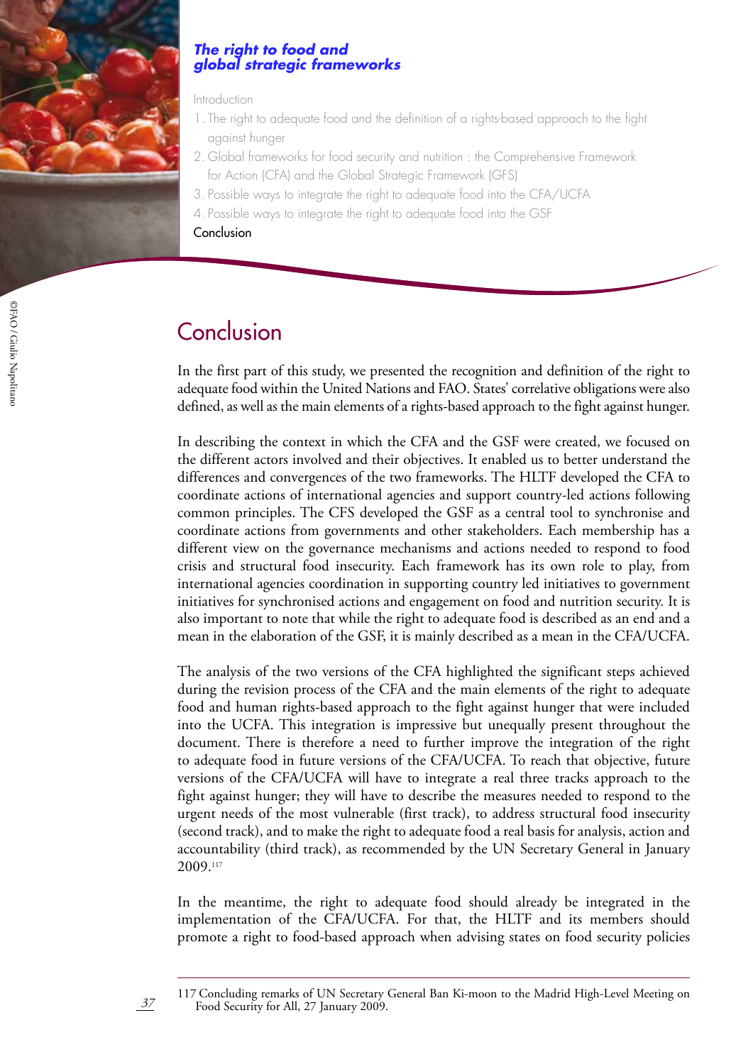# Conclusion

In the first part of this study, we presented the recognition and definition of the right to adequate food within the United Nations and FAO. States' correlative obligations were also defined, as well as the main elements of a rights-based approach to the fight against hunger.

In describing the context in which the CFA and the GSF were created, we focused on the different actors involved and their objectives. It enabled us to better understand the differences and convergences of the two frameworks. The HLTF developed the CFA to coordinate actions of international agencies and support country-led actions following common principles. The CFS developed the GSF as a central tool to synchronise and coordinate actions from governments and other stakeholders. Each membership has a different view on the governance mechanisms and actions needed to respond to food crisis and structural food insecurity. Each framework has its own role to play, from international agencies coordination in supporting country led initiatives to government initiatives for synchronised actions and engagement on food and nutrition security. It is also important to note that while the right to adequate food is described as an end and a mean in the elaboration of the GSF, it is mainly described as a mean in the CFA/UCFA.

The analysis of the two versions of the CFA highlighted the significant steps achieved during the revision process of the CFA and the main elements of the right to adequate food and human rights-based approach to the fight against hunger that were included into the UCFA. This integration is impressive but unequally present throughout the document. There is therefore a need to further improve the integration of the right to adequate food in future versions of the CFA/UCFA. To reach that objective, future versions of the CFA/UCFA will have to integrate a real three tracks approach to the fight against hunger; they will have to describe the measures needed to respond to the urgent needs of the most vulnerable (first track), to address structural food insecurity (second track), and to make the right to adequate food a real basis for analysis, action and accountability (third track), as recommended by the UN Secretary General in January 2009.[117]

In the meantime, the right to adequate food should already be integrated in the implementation of the CFA/UCFA. For that, the HLTF and its members should promote a right to food-based approach when advising states on food security policies

---

117 Concluding remarks of UN Secretary General Ban Ki-moon to the Madrid High-Level Meeting on Food Security for All, 27 January 2009.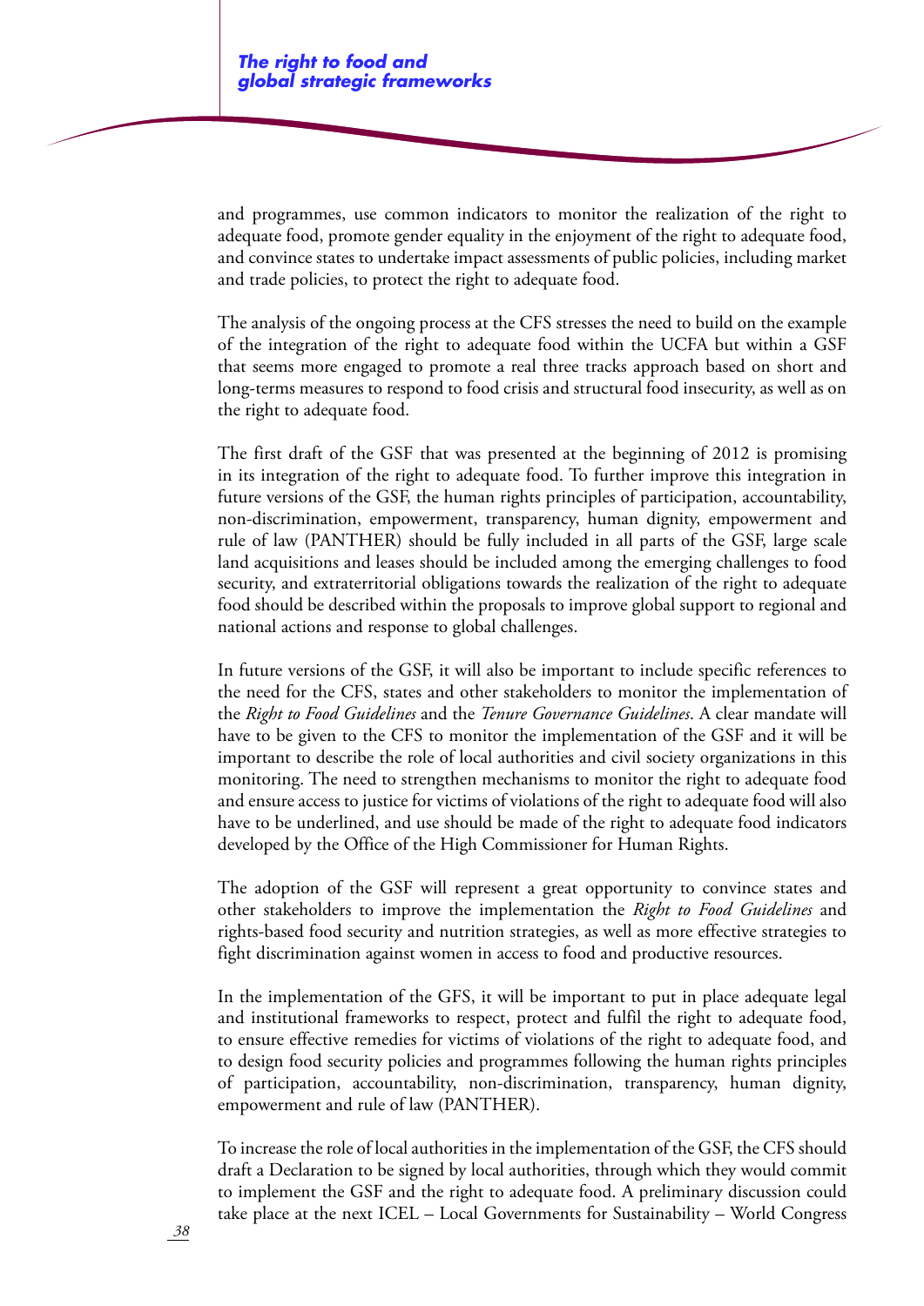and programmes, use common indicators to monitor the realization of the right to adequate food, promote gender equality in the enjoyment of the right to adequate food, and convince states to undertake impact assessments of public policies, including market and trade policies, to protect the right to adequate food.

The analysis of the ongoing process at the CFS stresses the need to build on the example of the integration of the right to adequate food within the UCFA but within a GSF that seems more engaged to promote a real three tracks approach based on short and long-terms measures to respond to food crisis and structural food insecurity, as well as on the right to adequate food.

The first draft of the GSF that was presented at the beginning of 2012 is promising in its integration of the right to adequate food. To further improve this integration in future versions of the GSF, the human rights principles of participation, accountability, non-discrimination, empowerment, transparency, human dignity, empowerment and rule of law (PANTHER) should be fully included in all parts of the GSF, large scale land acquisitions and leases should be included among the emerging challenges to food security, and extraterritorial obligations towards the realization of the right to adequate food should be described within the proposals to improve global support to regional and national actions and response to global challenges.

In future versions of the GSF, it will also be important to include specific references to the need for the CFS, states and other stakeholders to monitor the implementation of the *Right to Food Guidelines* and the *Tenure Governance Guidelines*. A clear mandate will have to be given to the CFS to monitor the implementation of the GSF and it will be important to describe the role of local authorities and civil society organizations in this monitoring. The need to strengthen mechanisms to monitor the right to adequate food and ensure access to justice for victims of violations of the right to adequate food will also have to be underlined, and use should be made of the right to adequate food indicators developed by the Office of the High Commissioner for Human Rights.

The adoption of the GSF will represent a great opportunity to convince states and other stakeholders to improve the implementation the *Right to Food Guidelines* and rights-based food security and nutrition strategies, as well as more effective strategies to fight discrimination against women in access to food and productive resources.

In the implementation of the GFS, it will be important to put in place adequate legal and institutional frameworks to respect, protect and fulfil the right to adequate food, to ensure effective remedies for victims of violations of the right to adequate food, and to design food security policies and programmes following the human rights principles of participation, accountability, non-discrimination, transparency, human dignity, empowerment and rule of law (PANTHER).

To increase the role of local authorities in the implementation of the GSF, the CFS should draft a Declaration to be signed by local authorities, through which they would commit to implement the GSF and the right to adequate food. A preliminary discussion could take place at the next ICEL – Local Governments for Sustainability – World Congress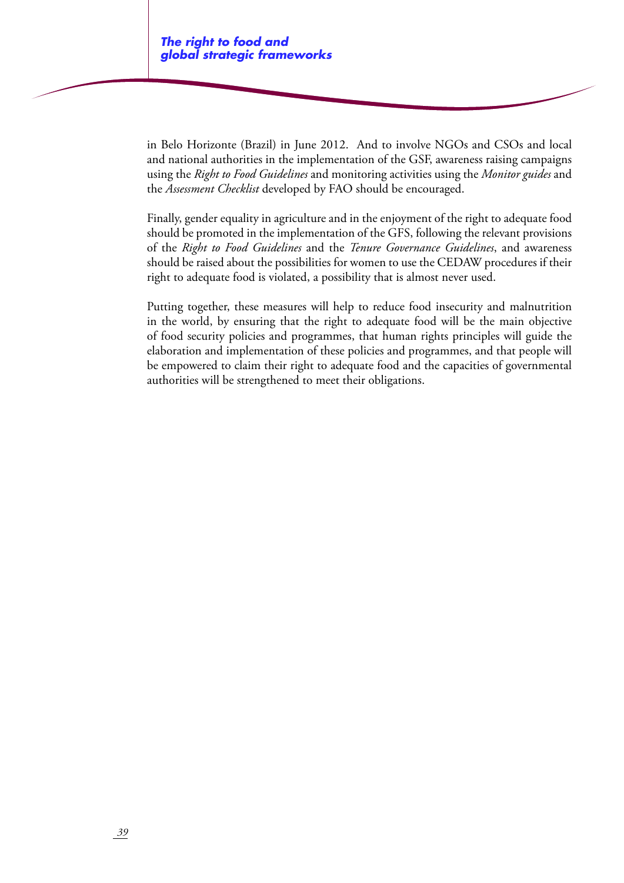in Belo Horizonte (Brazil) in June 2012. And to involve NGOs and CSOs and local and national authorities in the implementation of the GSF, awareness raising campaigns using the *Right to Food Guidelines* and monitoring activities using the *Monitor guides* and the *Assessment Checklist* developed by FAO should be encouraged.

Finally, gender equality in agriculture and in the enjoyment of the right to adequate food should be promoted in the implementation of the GFS, following the relevant provisions of the *Right to Food Guidelines* and the *Tenure Governance Guidelines*, and awareness should be raised about the possibilities for women to use the CEDAW procedures if their right to adequate food is violated, a possibility that is almost never used.

Putting together, these measures will help to reduce food insecurity and malnutrition in the world, by ensuring that the right to adequate food will be the main objective of food security policies and programmes, that human rights principles will guide the elaboration and implementation of these policies and programmes, and that people will be empowered to claim their right to adequate food and the capacities of governmental authorities will be strengthened to meet their obligations.